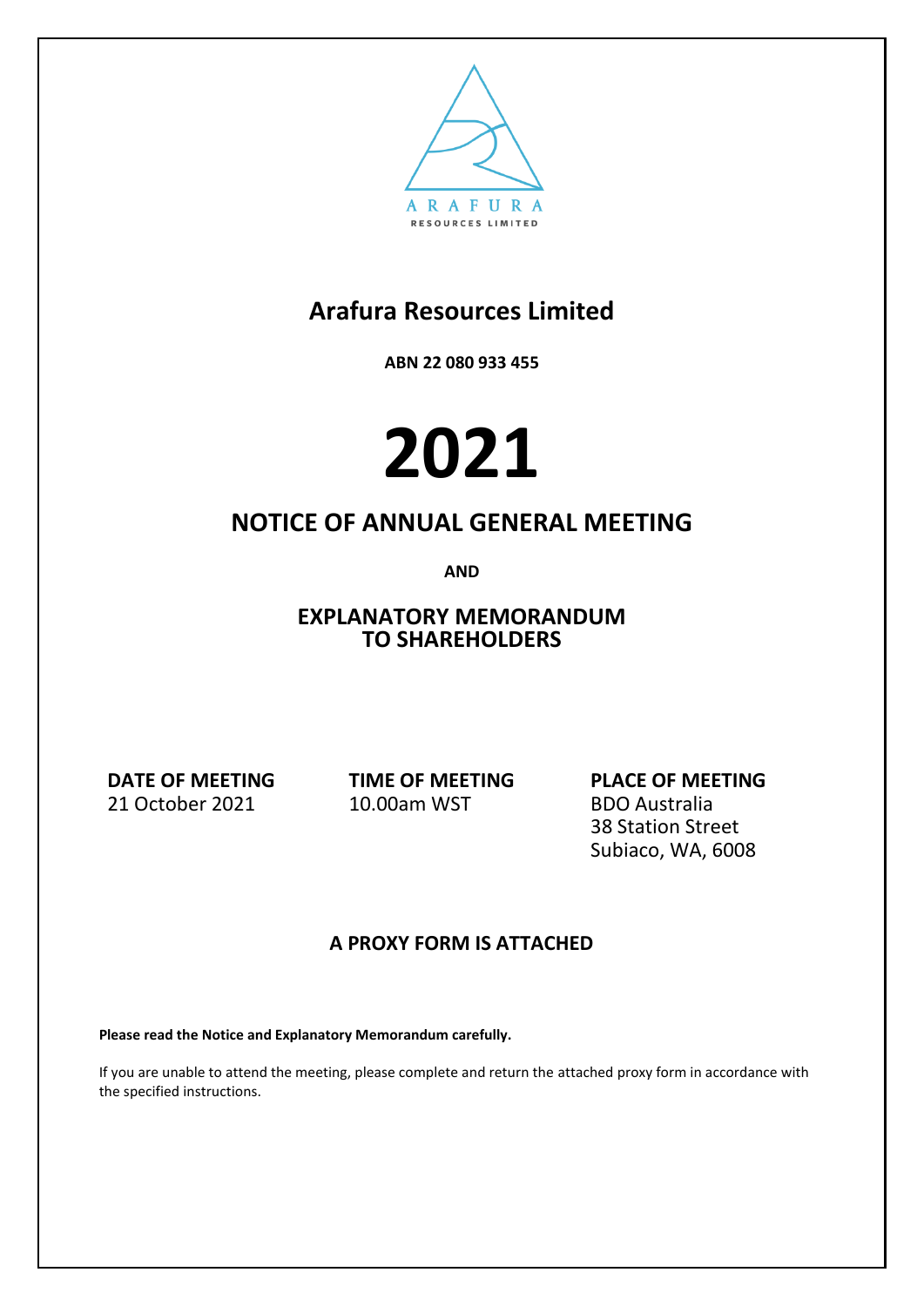ARAFURA

RESOURCES LIMITED

# Arafura Resources Limited

**ABN 22 080 933 455**

# 2021

## NOTICE OF ANNUAL GENERAL MEETING

**AND**

## EXPLANATORY MEMORANDUM TO SHAREHOLDERS

| DATE OF MEETING | TIME OF MEETING | PLACE OF MEETING |
|---|---|---|
| 21 October 2021 | 10.00am WST | BDO Australia<br>38 Station Street<br>Subiaco, WA, 6008 |

### A PROXY FORM IS ATTACHED

**Please read the Notice and Explanatory Memorandum carefully.**

If you are unable to attend the meeting, please complete and return the attached proxy form in accordance with the specified instructions.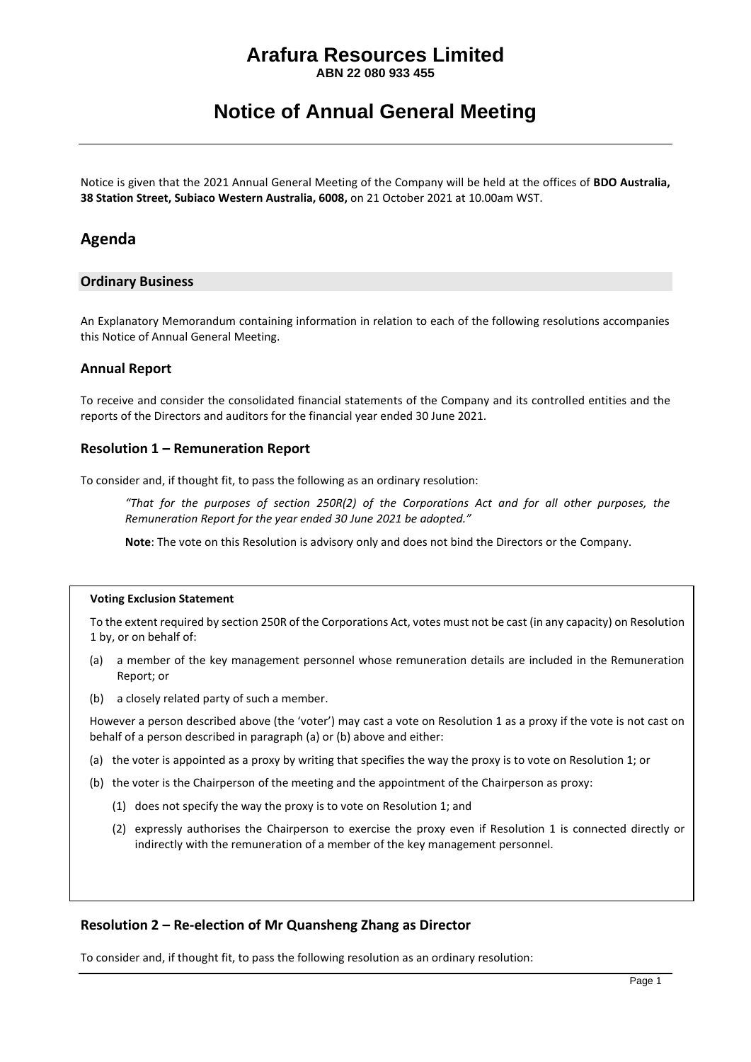# Arafura Resources Limited

**ABN 22 080 933 455**

# Notice of Annual General Meeting

Notice is given that the 2021 Annual General Meeting of the Company will be held at the offices of **BDO Australia, 38 Station Street, Subiaco Western Australia, 6008,** on 21 October 2021 at 10.00am WST.

## Agenda

### Ordinary Business

An Explanatory Memorandum containing information in relation to each of the following resolutions accompanies this Notice of Annual General Meeting.

### Annual Report

To receive and consider the consolidated financial statements of the Company and its controlled entities and the reports of the Directors and auditors for the financial year ended 30 June 2021.

### Resolution 1 – Remuneration Report

To consider and, if thought fit, to pass the following as an ordinary resolution:

> *"That for the purposes of section 250R(2) of the Corporations Act and for all other purposes, the Remuneration Report for the year ended 30 June 2021 be adopted."*
>
> **Note**: The vote on this Resolution is advisory only and does not bind the Directors or the Company.

**Voting Exclusion Statement**

To the extent required by section 250R of the Corporations Act, votes must not be cast (in any capacity) on Resolution 1 by, or on behalf of:

(a) a member of the key management personnel whose remuneration details are included in the Remuneration Report; or

(b) a closely related party of such a member.

However a person described above (the 'voter') may cast a vote on Resolution 1 as a proxy if the vote is not cast on behalf of a person described in paragraph (a) or (b) above and either:

(a) the voter is appointed as a proxy by writing that specifies the way the proxy is to vote on Resolution 1; or

(b) the voter is the Chairperson of the meeting and the appointment of the Chairperson as proxy:

(1) does not specify the way the proxy is to vote on Resolution 1; and

(2) expressly authorises the Chairperson to exercise the proxy even if Resolution 1 is connected directly or indirectly with the remuneration of a member of the key management personnel.

### Resolution 2 – Re-election of Mr Quansheng Zhang as Director

To consider and, if thought fit, to pass the following resolution as an ordinary resolution: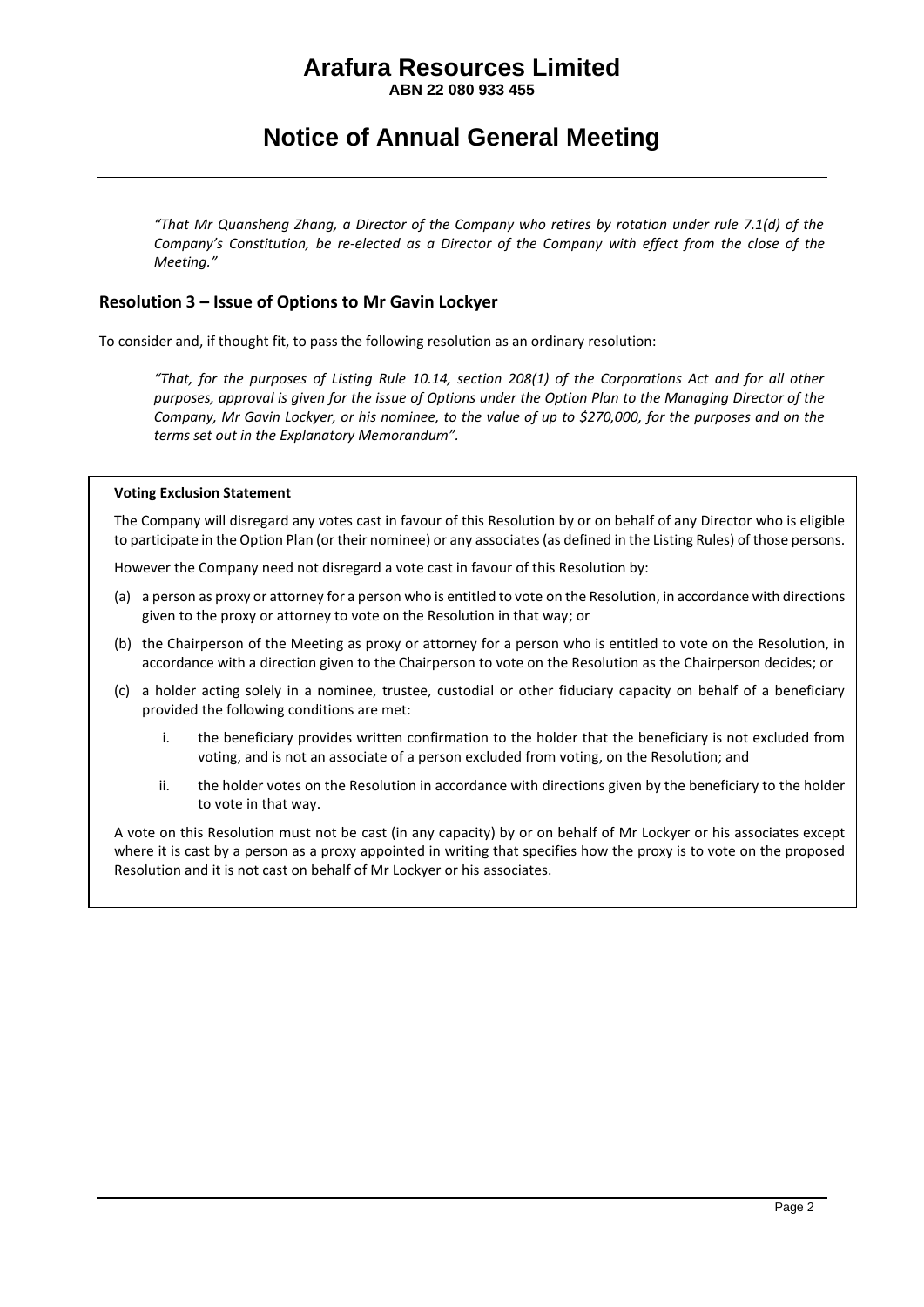*"That Mr Quansheng Zhang, a Director of the Company who retires by rotation under rule 7.1(d) of the Company's Constitution, be re-elected as a Director of the Company with effect from the close of the Meeting."*

## Resolution 3 – Issue of Options to Mr Gavin Lockyer

To consider and, if thought fit, to pass the following resolution as an ordinary resolution:

*"That, for the purposes of Listing Rule 10.14, section 208(1) of the Corporations Act and for all other purposes, approval is given for the issue of Options under the Option Plan to the Managing Director of the Company, Mr Gavin Lockyer, or his nominee, to the value of up to $270,000, for the purposes and on the terms set out in the Explanatory Memorandum".*

**Voting Exclusion Statement**

The Company will disregard any votes cast in favour of this Resolution by or on behalf of any Director who is eligible to participate in the Option Plan (or their nominee) or any associates (as defined in the Listing Rules) of those persons.

However the Company need not disregard a vote cast in favour of this Resolution by:

(a) a person as proxy or attorney for a person who is entitled to vote on the Resolution, in accordance with directions given to the proxy or attorney to vote on the Resolution in that way; or

(b) the Chairperson of the Meeting as proxy or attorney for a person who is entitled to vote on the Resolution, in accordance with a direction given to the Chairperson to vote on the Resolution as the Chairperson decides; or

(c) a holder acting solely in a nominee, trustee, custodial or other fiduciary capacity on behalf of a beneficiary provided the following conditions are met:

   i. the beneficiary provides written confirmation to the holder that the beneficiary is not excluded from voting, and is not an associate of a person excluded from voting, on the Resolution; and

   ii. the holder votes on the Resolution in accordance with directions given by the beneficiary to the holder to vote in that way.

A vote on this Resolution must not be cast (in any capacity) by or on behalf of Mr Lockyer or his associates except where it is cast by a person as a proxy appointed in writing that specifies how the proxy is to vote on the proposed Resolution and it is not cast on behalf of Mr Lockyer or his associates.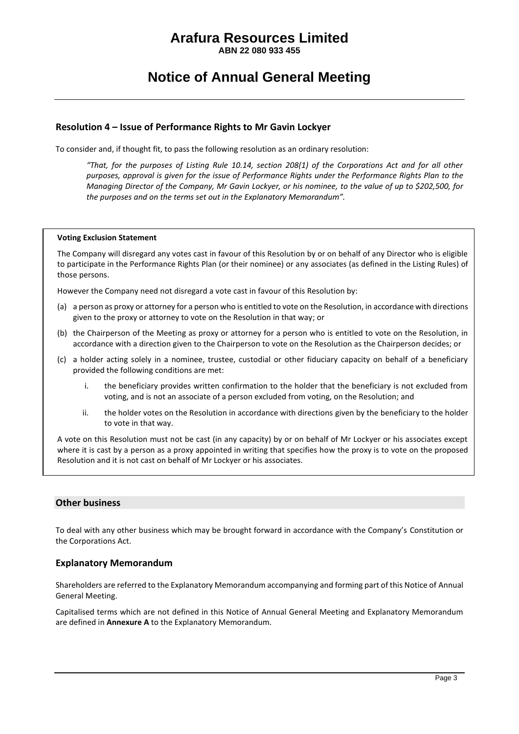## Resolution 4 – Issue of Performance Rights to Mr Gavin Lockyer

To consider and, if thought fit, to pass the following resolution as an ordinary resolution:

> *"That, for the purposes of Listing Rule 10.14, section 208(1) of the Corporations Act and for all other purposes, approval is given for the issue of Performance Rights under the Performance Rights Plan to the Managing Director of the Company, Mr Gavin Lockyer, or his nominee, to the value of up to $202,500, for the purposes and on the terms set out in the Explanatory Memorandum".*

**Voting Exclusion Statement**

The Company will disregard any votes cast in favour of this Resolution by or on behalf of any Director who is eligible to participate in the Performance Rights Plan (or their nominee) or any associates (as defined in the Listing Rules) of those persons.

However the Company need not disregard a vote cast in favour of this Resolution by:

(a) a person as proxy or attorney for a person who is entitled to vote on the Resolution, in accordance with directions given to the proxy or attorney to vote on the Resolution in that way; or

(b) the Chairperson of the Meeting as proxy or attorney for a person who is entitled to vote on the Resolution, in accordance with a direction given to the Chairperson to vote on the Resolution as the Chairperson decides; or

(c) a holder acting solely in a nominee, trustee, custodial or other fiduciary capacity on behalf of a beneficiary provided the following conditions are met:

   i. the beneficiary provides written confirmation to the holder that the beneficiary is not excluded from voting, and is not an associate of a person excluded from voting, on the Resolution; and

   ii. the holder votes on the Resolution in accordance with directions given by the beneficiary to the holder to vote in that way.

A vote on this Resolution must not be cast (in any capacity) by or on behalf of Mr Lockyer or his associates except where it is cast by a person as a proxy appointed in writing that specifies how the proxy is to vote on the proposed Resolution and it is not cast on behalf of Mr Lockyer or his associates.

## Other business

To deal with any other business which may be brought forward in accordance with the Company's Constitution or the Corporations Act.

## Explanatory Memorandum

Shareholders are referred to the Explanatory Memorandum accompanying and forming part of this Notice of Annual General Meeting.

Capitalised terms which are not defined in this Notice of Annual General Meeting and Explanatory Memorandum are defined in **Annexure A** to the Explanatory Memorandum.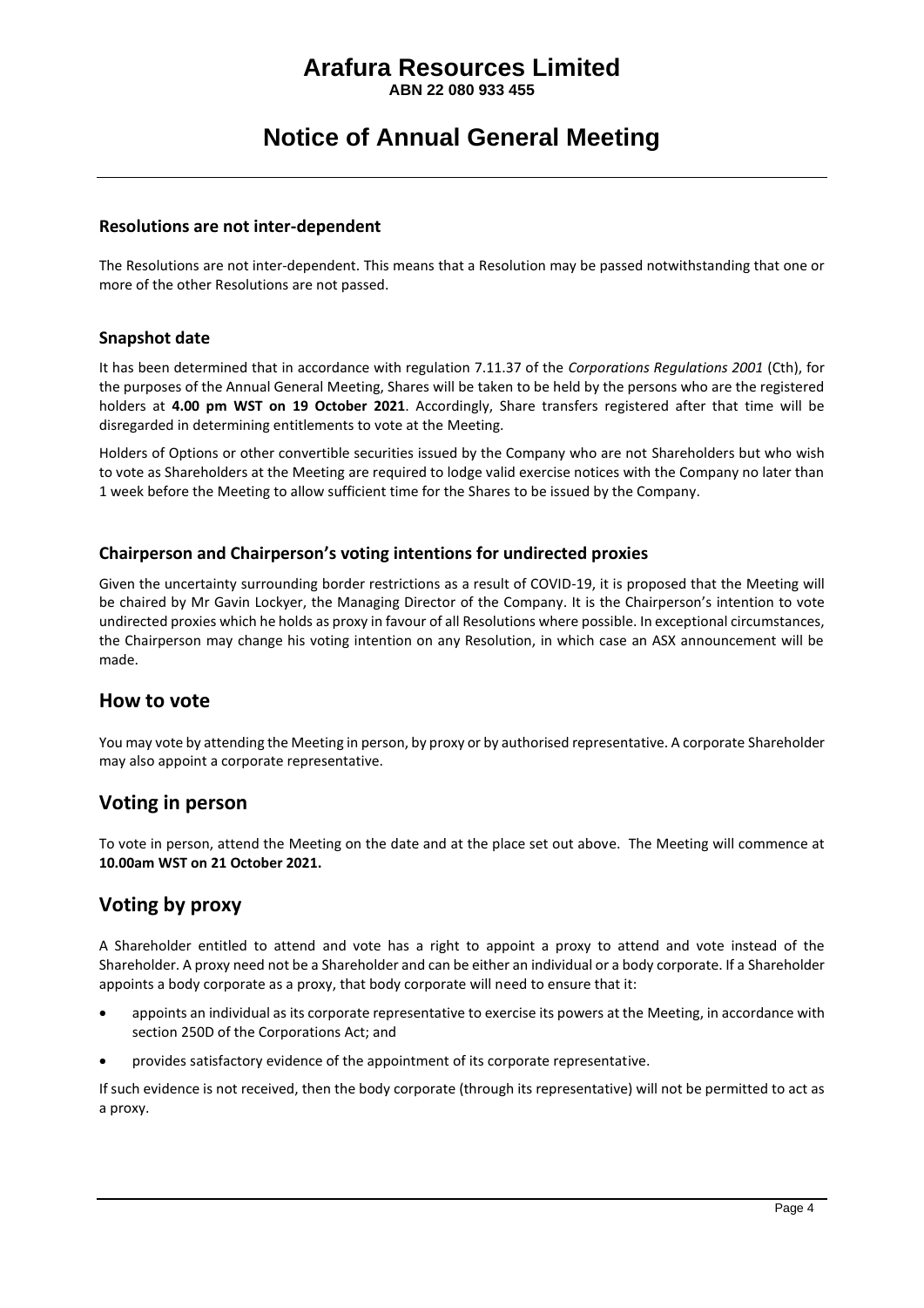### Resolutions are not inter-dependent

The Resolutions are not inter-dependent. This means that a Resolution may be passed notwithstanding that one or more of the other Resolutions are not passed.

### Snapshot date

It has been determined that in accordance with regulation 7.11.37 of the *Corporations Regulations 2001* (Cth), for the purposes of the Annual General Meeting, Shares will be taken to be held by the persons who are the registered holders at **4.00 pm WST on 19 October 2021**. Accordingly, Share transfers registered after that time will be disregarded in determining entitlements to vote at the Meeting.

Holders of Options or other convertible securities issued by the Company who are not Shareholders but who wish to vote as Shareholders at the Meeting are required to lodge valid exercise notices with the Company no later than 1 week before the Meeting to allow sufficient time for the Shares to be issued by the Company.

### Chairperson and Chairperson's voting intentions for undirected proxies

Given the uncertainty surrounding border restrictions as a result of COVID-19, it is proposed that the Meeting will be chaired by Mr Gavin Lockyer, the Managing Director of the Company. It is the Chairperson's intention to vote undirected proxies which he holds as proxy in favour of all Resolutions where possible. In exceptional circumstances, the Chairperson may change his voting intention on any Resolution, in which case an ASX announcement will be made.

## How to vote

You may vote by attending the Meeting in person, by proxy or by authorised representative. A corporate Shareholder may also appoint a corporate representative.

## Voting in person

To vote in person, attend the Meeting on the date and at the place set out above. The Meeting will commence at **10.00am WST on 21 October 2021.**

## Voting by proxy

A Shareholder entitled to attend and vote has a right to appoint a proxy to attend and vote instead of the Shareholder. A proxy need not be a Shareholder and can be either an individual or a body corporate. If a Shareholder appoints a body corporate as a proxy, that body corporate will need to ensure that it:

- appoints an individual as its corporate representative to exercise its powers at the Meeting, in accordance with section 250D of the Corporations Act; and
- provides satisfactory evidence of the appointment of its corporate representative.

If such evidence is not received, then the body corporate (through its representative) will not be permitted to act as a proxy.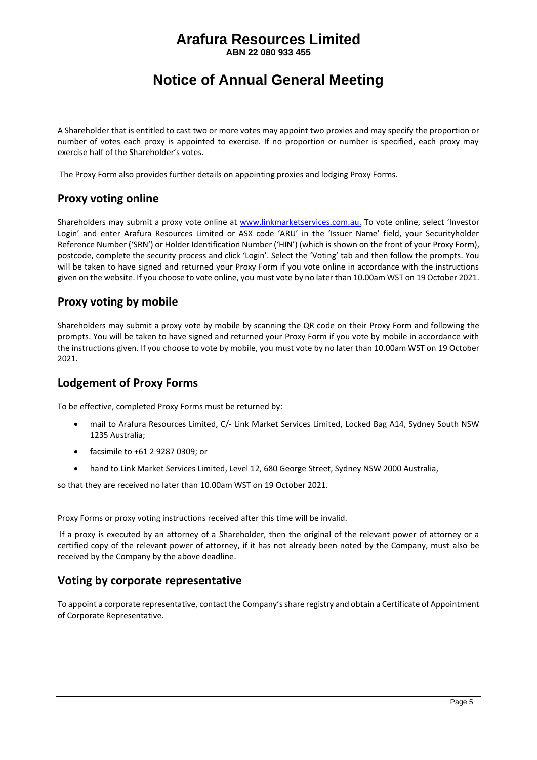A Shareholder that is entitled to cast two or more votes may appoint two proxies and may specify the proportion or number of votes each proxy is appointed to exercise. If no proportion or number is specified, each proxy may exercise half of the Shareholder's votes.

The Proxy Form also provides further details on appointing proxies and lodging Proxy Forms.

## Proxy voting online

Shareholders may submit a proxy vote online at www.linkmarketservices.com.au. To vote online, select 'Investor Login' and enter Arafura Resources Limited or ASX code 'ARU' in the 'Issuer Name' field, your Securityholder Reference Number ('SRN') or Holder Identification Number ('HIN') (which is shown on the front of your Proxy Form), postcode, complete the security process and click 'Login'. Select the 'Voting' tab and then follow the prompts. You will be taken to have signed and returned your Proxy Form if you vote online in accordance with the instructions given on the website. If you choose to vote online, you must vote by no later than 10.00am WST on 19 October 2021.

## Proxy voting by mobile

Shareholders may submit a proxy vote by mobile by scanning the QR code on their Proxy Form and following the prompts. You will be taken to have signed and returned your Proxy Form if you vote by mobile in accordance with the instructions given. If you choose to vote by mobile, you must vote by no later than 10.00am WST on 19 October 2021.

## Lodgement of Proxy Forms

To be effective, completed Proxy Forms must be returned by:

- mail to Arafura Resources Limited, C/- Link Market Services Limited, Locked Bag A14, Sydney South NSW 1235 Australia;
- facsimile to +61 2 9287 0309; or
- hand to Link Market Services Limited, Level 12, 680 George Street, Sydney NSW 2000 Australia,

so that they are received no later than 10.00am WST on 19 October 2021.

Proxy Forms or proxy voting instructions received after this time will be invalid.

If a proxy is executed by an attorney of a Shareholder, then the original of the relevant power of attorney or a certified copy of the relevant power of attorney, if it has not already been noted by the Company, must also be received by the Company by the above deadline.

## Voting by corporate representative

To appoint a corporate representative, contact the Company's share registry and obtain a Certificate of Appointment of Corporate Representative.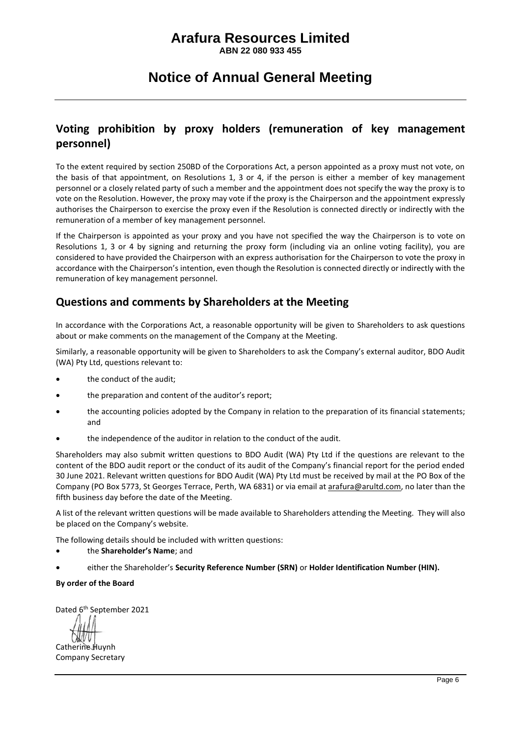## Voting prohibition by proxy holders (remuneration of key management personnel)

To the extent required by section 250BD of the Corporations Act, a person appointed as a proxy must not vote, on the basis of that appointment, on Resolutions 1, 3 or 4, if the person is either a member of key management personnel or a closely related party of such a member and the appointment does not specify the way the proxy is to vote on the Resolution. However, the proxy may vote if the proxy is the Chairperson and the appointment expressly authorises the Chairperson to exercise the proxy even if the Resolution is connected directly or indirectly with the remuneration of a member of key management personnel.

If the Chairperson is appointed as your proxy and you have not specified the way the Chairperson is to vote on Resolutions 1, 3 or 4 by signing and returning the proxy form (including via an online voting facility), you are considered to have provided the Chairperson with an express authorisation for the Chairperson to vote the proxy in accordance with the Chairperson's intention, even though the Resolution is connected directly or indirectly with the remuneration of key management personnel.

## Questions and comments by Shareholders at the Meeting

In accordance with the Corporations Act, a reasonable opportunity will be given to Shareholders to ask questions about or make comments on the management of the Company at the Meeting.

Similarly, a reasonable opportunity will be given to Shareholders to ask the Company's external auditor, BDO Audit (WA) Pty Ltd, questions relevant to:

- the conduct of the audit;
- the preparation and content of the auditor's report;
- the accounting policies adopted by the Company in relation to the preparation of its financial statements; and
- the independence of the auditor in relation to the conduct of the audit.

Shareholders may also submit written questions to BDO Audit (WA) Pty Ltd if the questions are relevant to the content of the BDO audit report or the conduct of its audit of the Company's financial report for the period ended 30 June 2021. Relevant written questions for BDO Audit (WA) Pty Ltd must be received by mail at the PO Box of the Company (PO Box 5773, St Georges Terrace, Perth, WA 6831) or via email at arafura@arultd.com, no later than the fifth business day before the date of the Meeting.

A list of the relevant written questions will be made available to Shareholders attending the Meeting. They will also be placed on the Company's website.

The following details should be included with written questions:

- the **Shareholder's Name**; and
- either the Shareholder's **Security Reference Number (SRN)** or **Holder Identification Number (HIN).**

**By order of the Board**

Dated 6th September 2021

Catherine Huynh
Company Secretary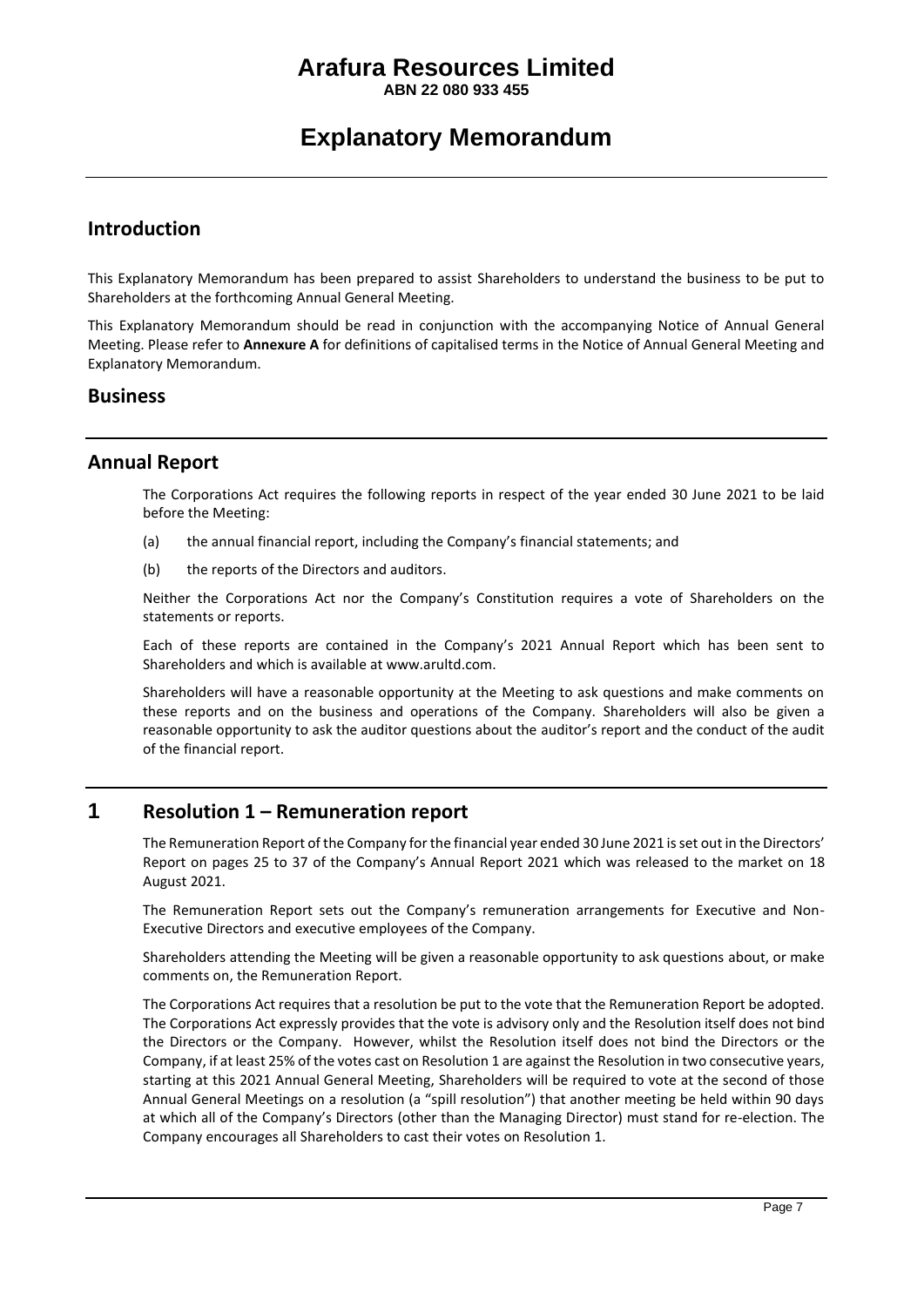# Arafura Resources Limited

**ABN 22 080 933 455**

# Explanatory Memorandum

## Introduction

This Explanatory Memorandum has been prepared to assist Shareholders to understand the business to be put to Shareholders at the forthcoming Annual General Meeting.

This Explanatory Memorandum should be read in conjunction with the accompanying Notice of Annual General Meeting. Please refer to **Annexure A** for definitions of capitalised terms in the Notice of Annual General Meeting and Explanatory Memorandum.

## Business

## Annual Report

The Corporations Act requires the following reports in respect of the year ended 30 June 2021 to be laid before the Meeting:

(a) the annual financial report, including the Company's financial statements; and

(b) the reports of the Directors and auditors.

Neither the Corporations Act nor the Company's Constitution requires a vote of Shareholders on the statements or reports.

Each of these reports are contained in the Company's 2021 Annual Report which has been sent to Shareholders and which is available at www.arultd.com.

Shareholders will have a reasonable opportunity at the Meeting to ask questions and make comments on these reports and on the business and operations of the Company. Shareholders will also be given a reasonable opportunity to ask the auditor questions about the auditor's report and the conduct of the audit of the financial report.

## 1 Resolution 1 – Remuneration report

The Remuneration Report of the Company for the financial year ended 30 June 2021 is set out in the Directors' Report on pages 25 to 37 of the Company's Annual Report 2021 which was released to the market on 18 August 2021.

The Remuneration Report sets out the Company's remuneration arrangements for Executive and Non-Executive Directors and executive employees of the Company.

Shareholders attending the Meeting will be given a reasonable opportunity to ask questions about, or make comments on, the Remuneration Report.

The Corporations Act requires that a resolution be put to the vote that the Remuneration Report be adopted. The Corporations Act expressly provides that the vote is advisory only and the Resolution itself does not bind the Directors or the Company. However, whilst the Resolution itself does not bind the Directors or the Company, if at least 25% of the votes cast on Resolution 1 are against the Resolution in two consecutive years, starting at this 2021 Annual General Meeting, Shareholders will be required to vote at the second of those Annual General Meetings on a resolution (a "spill resolution") that another meeting be held within 90 days at which all of the Company's Directors (other than the Managing Director) must stand for re-election. The Company encourages all Shareholders to cast their votes on Resolution 1.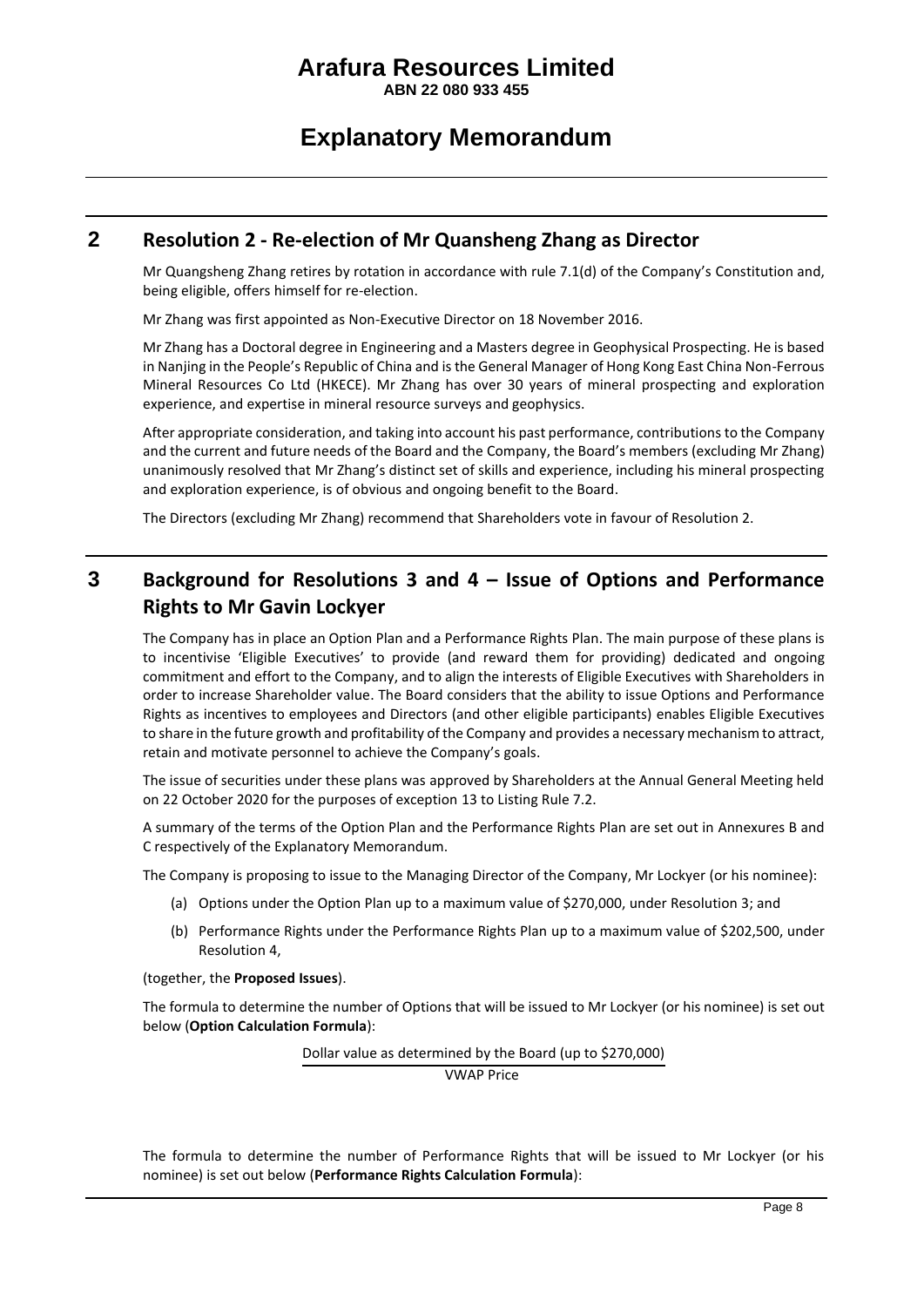## 2 Resolution 2 - Re-election of Mr Quansheng Zhang as Director

Mr Quangsheng Zhang retires by rotation in accordance with rule 7.1(d) of the Company's Constitution and, being eligible, offers himself for re-election.

Mr Zhang was first appointed as Non-Executive Director on 18 November 2016.

Mr Zhang has a Doctoral degree in Engineering and a Masters degree in Geophysical Prospecting. He is based in Nanjing in the People's Republic of China and is the General Manager of Hong Kong East China Non-Ferrous Mineral Resources Co Ltd (HKECE). Mr Zhang has over 30 years of mineral prospecting and exploration experience, and expertise in mineral resource surveys and geophysics.

After appropriate consideration, and taking into account his past performance, contributions to the Company and the current and future needs of the Board and the Company, the Board's members (excluding Mr Zhang) unanimously resolved that Mr Zhang's distinct set of skills and experience, including his mineral prospecting and exploration experience, is of obvious and ongoing benefit to the Board.

The Directors (excluding Mr Zhang) recommend that Shareholders vote in favour of Resolution 2.

## 3 Background for Resolutions 3 and 4 – Issue of Options and Performance Rights to Mr Gavin Lockyer

The Company has in place an Option Plan and a Performance Rights Plan. The main purpose of these plans is to incentivise 'Eligible Executives' to provide (and reward them for providing) dedicated and ongoing commitment and effort to the Company, and to align the interests of Eligible Executives with Shareholders in order to increase Shareholder value. The Board considers that the ability to issue Options and Performance Rights as incentives to employees and Directors (and other eligible participants) enables Eligible Executives to share in the future growth and profitability of the Company and provides a necessary mechanism to attract, retain and motivate personnel to achieve the Company's goals.

The issue of securities under these plans was approved by Shareholders at the Annual General Meeting held on 22 October 2020 for the purposes of exception 13 to Listing Rule 7.2.

A summary of the terms of the Option Plan and the Performance Rights Plan are set out in Annexures B and C respectively of the Explanatory Memorandum.

The Company is proposing to issue to the Managing Director of the Company, Mr Lockyer (or his nominee):

(a) Options under the Option Plan up to a maximum value of $270,000, under Resolution 3; and

(b) Performance Rights under the Performance Rights Plan up to a maximum value of $202,500, under Resolution 4,

(together, the **Proposed Issues**).

The formula to determine the number of Options that will be issued to Mr Lockyer (or his nominee) is set out below (**Option Calculation Formula**):

$$\frac{\text{Dollar value as determined by the Board (up to \$270,000)}}{\text{VWAP Price}}$$

The formula to determine the number of Performance Rights that will be issued to Mr Lockyer (or his nominee) is set out below (**Performance Rights Calculation Formula**):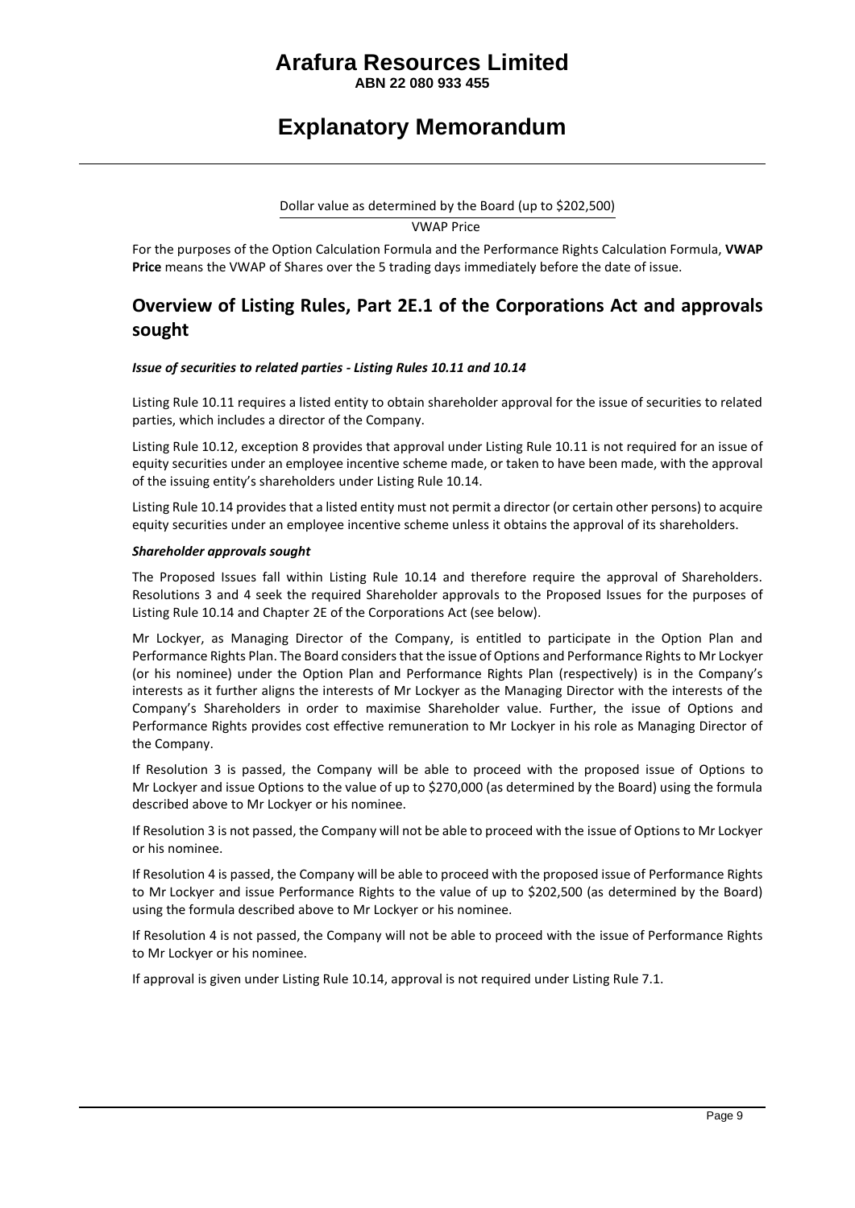$$\frac{\text{Dollar value as determined by the Board (up to \$202,500)}}{\text{VWAP Price}}$$

For the purposes of the Option Calculation Formula and the Performance Rights Calculation Formula, **VWAP Price** means the VWAP of Shares over the 5 trading days immediately before the date of issue.

## Overview of Listing Rules, Part 2E.1 of the Corporations Act and approvals sought

***Issue of securities to related parties - Listing Rules 10.11 and 10.14***

Listing Rule 10.11 requires a listed entity to obtain shareholder approval for the issue of securities to related parties, which includes a director of the Company.

Listing Rule 10.12, exception 8 provides that approval under Listing Rule 10.11 is not required for an issue of equity securities under an employee incentive scheme made, or taken to have been made, with the approval of the issuing entity's shareholders under Listing Rule 10.14.

Listing Rule 10.14 provides that a listed entity must not permit a director (or certain other persons) to acquire equity securities under an employee incentive scheme unless it obtains the approval of its shareholders.

***Shareholder approvals sought***

The Proposed Issues fall within Listing Rule 10.14 and therefore require the approval of Shareholders. Resolutions 3 and 4 seek the required Shareholder approvals to the Proposed Issues for the purposes of Listing Rule 10.14 and Chapter 2E of the Corporations Act (see below).

Mr Lockyer, as Managing Director of the Company, is entitled to participate in the Option Plan and Performance Rights Plan. The Board considers that the issue of Options and Performance Rights to Mr Lockyer (or his nominee) under the Option Plan and Performance Rights Plan (respectively) is in the Company's interests as it further aligns the interests of Mr Lockyer as the Managing Director with the interests of the Company's Shareholders in order to maximise Shareholder value. Further, the issue of Options and Performance Rights provides cost effective remuneration to Mr Lockyer in his role as Managing Director of the Company.

If Resolution 3 is passed, the Company will be able to proceed with the proposed issue of Options to Mr Lockyer and issue Options to the value of up to $270,000 (as determined by the Board) using the formula described above to Mr Lockyer or his nominee.

If Resolution 3 is not passed, the Company will not be able to proceed with the issue of Options to Mr Lockyer or his nominee.

If Resolution 4 is passed, the Company will be able to proceed with the proposed issue of Performance Rights to Mr Lockyer and issue Performance Rights to the value of up to $202,500 (as determined by the Board) using the formula described above to Mr Lockyer or his nominee.

If Resolution 4 is not passed, the Company will not be able to proceed with the issue of Performance Rights to Mr Lockyer or his nominee.

If approval is given under Listing Rule 10.14, approval is not required under Listing Rule 7.1.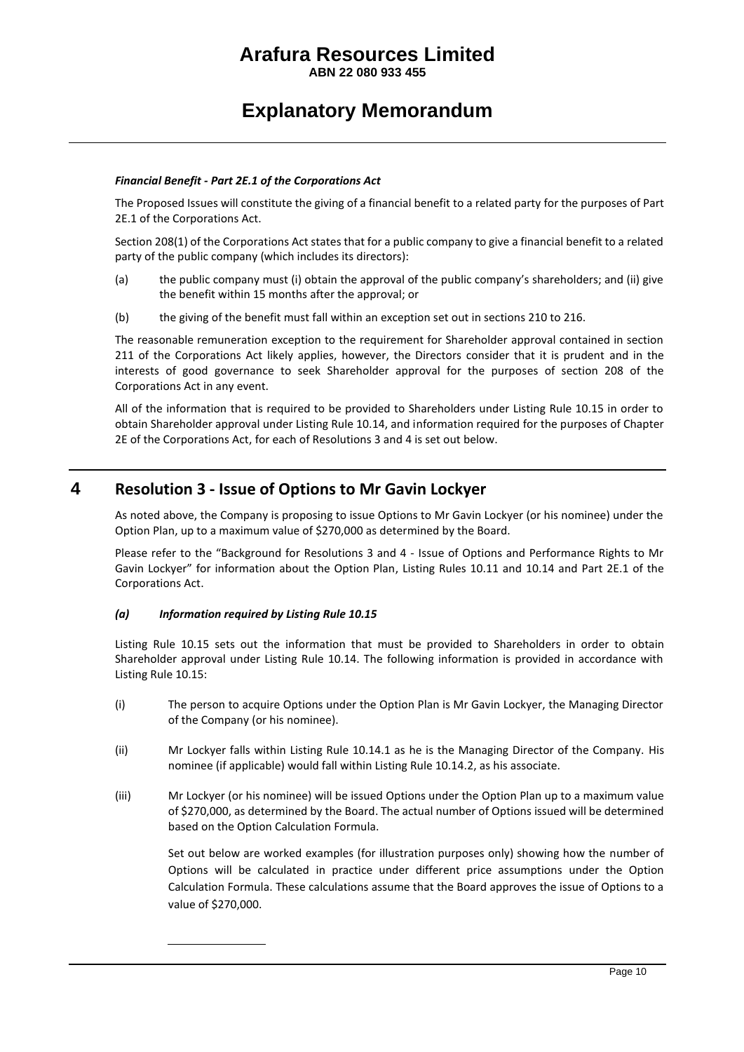*Financial Benefit - Part 2E.1 of the Corporations Act*

The Proposed Issues will constitute the giving of a financial benefit to a related party for the purposes of Part 2E.1 of the Corporations Act.

Section 208(1) of the Corporations Act states that for a public company to give a financial benefit to a related party of the public company (which includes its directors):

(a) the public company must (i) obtain the approval of the public company's shareholders; and (ii) give the benefit within 15 months after the approval; or

(b) the giving of the benefit must fall within an exception set out in sections 210 to 216.

The reasonable remuneration exception to the requirement for Shareholder approval contained in section 211 of the Corporations Act likely applies, however, the Directors consider that it is prudent and in the interests of good governance to seek Shareholder approval for the purposes of section 208 of the Corporations Act in any event.

All of the information that is required to be provided to Shareholders under Listing Rule 10.15 in order to obtain Shareholder approval under Listing Rule 10.14, and information required for the purposes of Chapter 2E of the Corporations Act, for each of Resolutions 3 and 4 is set out below.

## 4 Resolution 3 - Issue of Options to Mr Gavin Lockyer

As noted above, the Company is proposing to issue Options to Mr Gavin Lockyer (or his nominee) under the Option Plan, up to a maximum value of $270,000 as determined by the Board.

Please refer to the "Background for Resolutions 3 and 4 - Issue of Options and Performance Rights to Mr Gavin Lockyer" for information about the Option Plan, Listing Rules 10.11 and 10.14 and Part 2E.1 of the Corporations Act.

### *(a) Information required by Listing Rule 10.15*

Listing Rule 10.15 sets out the information that must be provided to Shareholders in order to obtain Shareholder approval under Listing Rule 10.14. The following information is provided in accordance with Listing Rule 10.15:

(i) The person to acquire Options under the Option Plan is Mr Gavin Lockyer, the Managing Director of the Company (or his nominee).

(ii) Mr Lockyer falls within Listing Rule 10.14.1 as he is the Managing Director of the Company. His nominee (if applicable) would fall within Listing Rule 10.14.2, as his associate.

(iii) Mr Lockyer (or his nominee) will be issued Options under the Option Plan up to a maximum value of $270,000, as determined by the Board. The actual number of Options issued will be determined based on the Option Calculation Formula.

Set out below are worked examples (for illustration purposes only) showing how the number of Options will be calculated in practice under different price assumptions under the Option Calculation Formula. These calculations assume that the Board approves the issue of Options to a value of $270,000.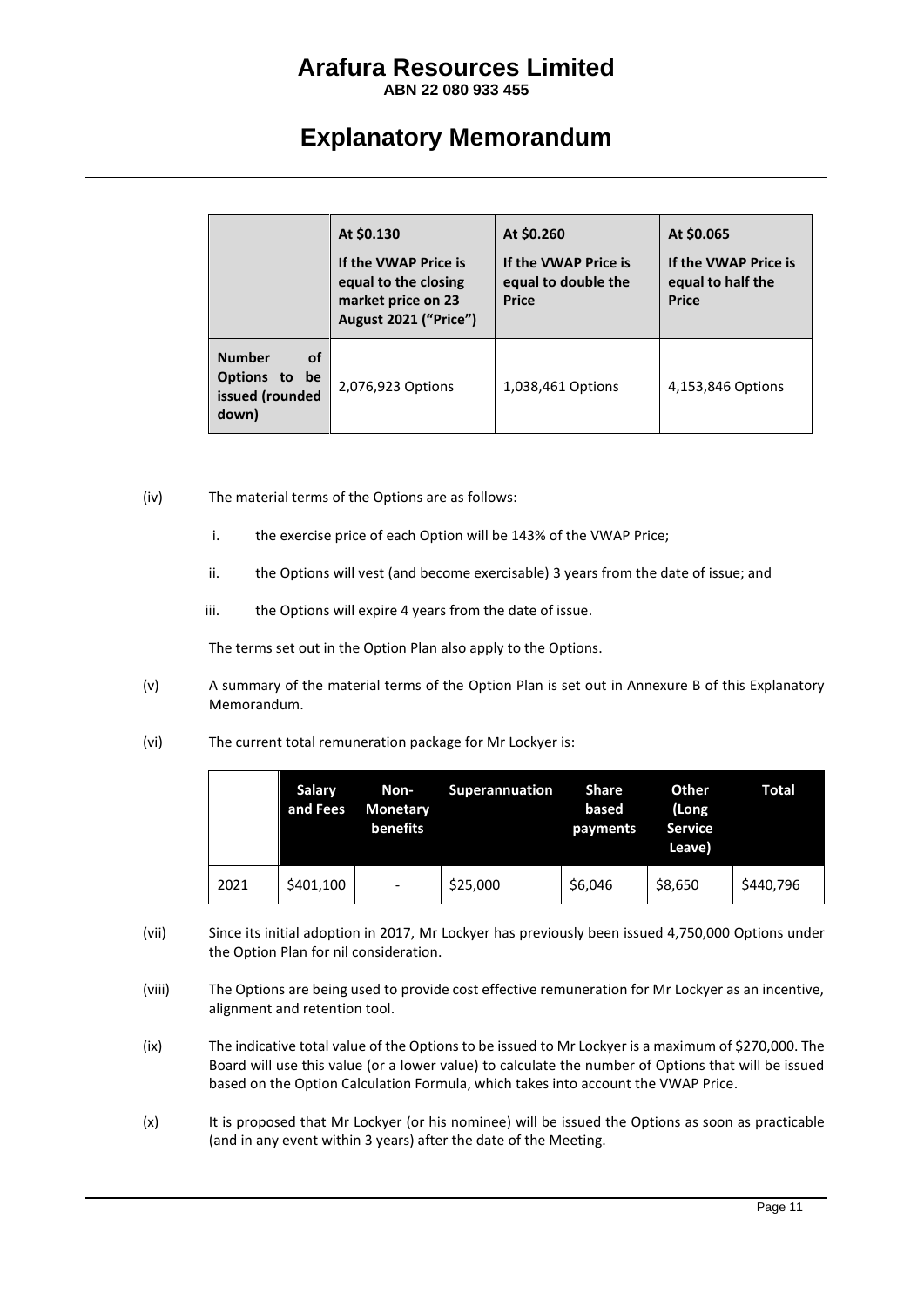|  | At $0.130<br>If the VWAP Price is equal to the closing market price on 23 August 2021 ("Price") | At $0.260<br>If the VWAP Price is equal to double the Price | At $0.065<br>If the VWAP Price is equal to half the Price |
|---|---|---|---|
| **Number of Options to be issued (rounded down)** | 2,076,923 Options | 1,038,461 Options | 4,153,846 Options |

(iv) The material terms of the Options are as follows:

i. the exercise price of each Option will be 143% of the VWAP Price;

ii. the Options will vest (and become exercisable) 3 years from the date of issue; and

iii. the Options will expire 4 years from the date of issue.

The terms set out in the Option Plan also apply to the Options.

(v) A summary of the material terms of the Option Plan is set out in Annexure B of this Explanatory Memorandum.

(vi) The current total remuneration package for Mr Lockyer is:

|  | Salary and Fees | Non-Monetary benefits | Superannuation | Share based payments | Other (Long Service Leave) | Total |
|---|---|---|---|---|---|---|
| 2021 | $401,100 | - | $25,000 | $6,046 | $8,650 | $440,796 |

(vii) Since its initial adoption in 2017, Mr Lockyer has previously been issued 4,750,000 Options under the Option Plan for nil consideration.

(viii) The Options are being used to provide cost effective remuneration for Mr Lockyer as an incentive, alignment and retention tool.

(ix) The indicative total value of the Options to be issued to Mr Lockyer is a maximum of $270,000. The Board will use this value (or a lower value) to calculate the number of Options that will be issued based on the Option Calculation Formula, which takes into account the VWAP Price.

(x) It is proposed that Mr Lockyer (or his nominee) will be issued the Options as soon as practicable (and in any event within 3 years) after the date of the Meeting.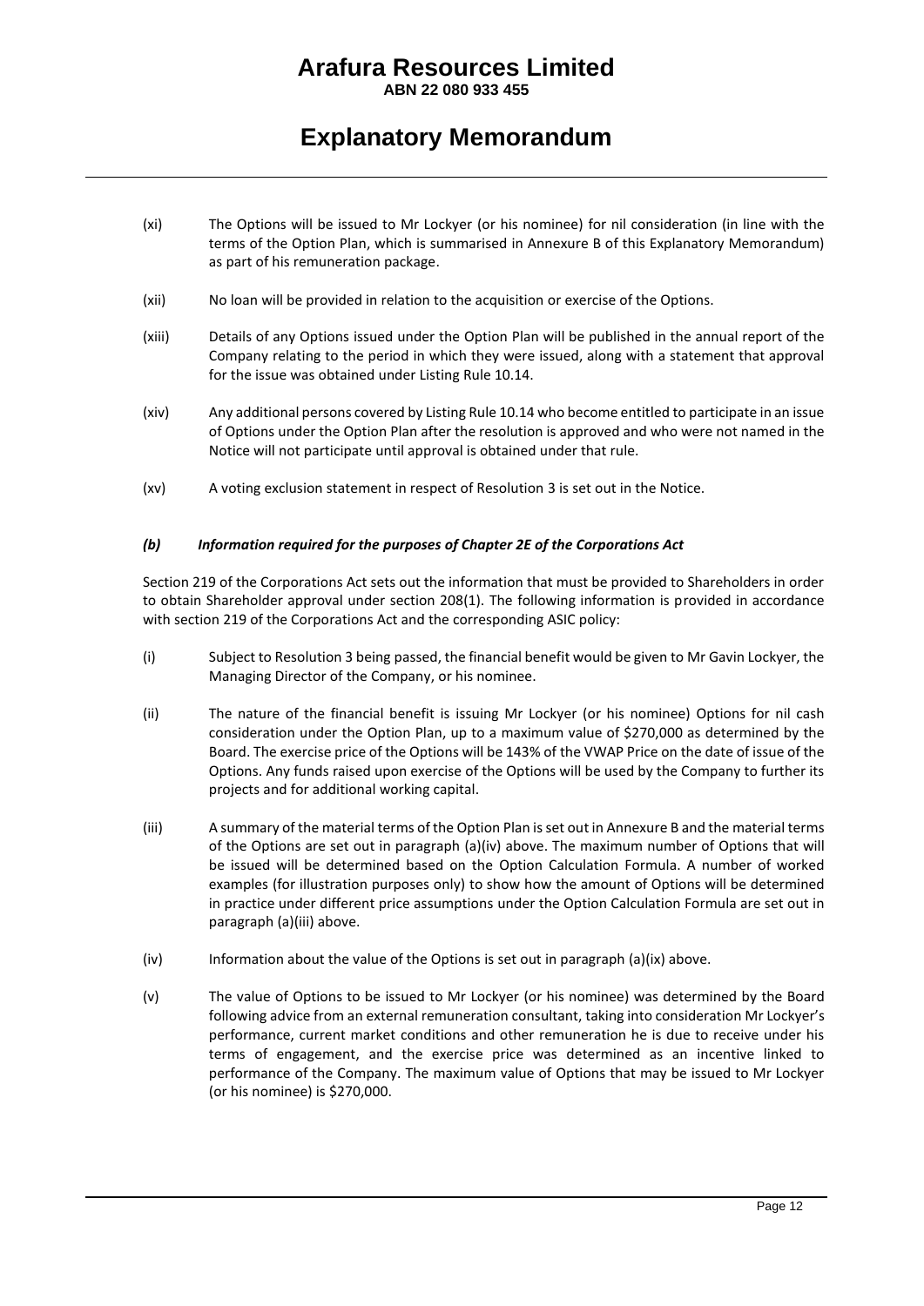- (xi) The Options will be issued to Mr Lockyer (or his nominee) for nil consideration (in line with the terms of the Option Plan, which is summarised in Annexure B of this Explanatory Memorandum) as part of his remuneration package.
- (xii) No loan will be provided in relation to the acquisition or exercise of the Options.
- (xiii) Details of any Options issued under the Option Plan will be published in the annual report of the Company relating to the period in which they were issued, along with a statement that approval for the issue was obtained under Listing Rule 10.14.
- (xiv) Any additional persons covered by Listing Rule 10.14 who become entitled to participate in an issue of Options under the Option Plan after the resolution is approved and who were not named in the Notice will not participate until approval is obtained under that rule.
- (xv) A voting exclusion statement in respect of Resolution 3 is set out in the Notice.

### *(b) Information required for the purposes of Chapter 2E of the Corporations Act*

Section 219 of the Corporations Act sets out the information that must be provided to Shareholders in order to obtain Shareholder approval under section 208(1). The following information is provided in accordance with section 219 of the Corporations Act and the corresponding ASIC policy:

- (i) Subject to Resolution 3 being passed, the financial benefit would be given to Mr Gavin Lockyer, the Managing Director of the Company, or his nominee.
- (ii) The nature of the financial benefit is issuing Mr Lockyer (or his nominee) Options for nil cash consideration under the Option Plan, up to a maximum value of $270,000 as determined by the Board. The exercise price of the Options will be 143% of the VWAP Price on the date of issue of the Options. Any funds raised upon exercise of the Options will be used by the Company to further its projects and for additional working capital.
- (iii) A summary of the material terms of the Option Plan is set out in Annexure B and the material terms of the Options are set out in paragraph (a)(iv) above. The maximum number of Options that will be issued will be determined based on the Option Calculation Formula. A number of worked examples (for illustration purposes only) to show how the amount of Options will be determined in practice under different price assumptions under the Option Calculation Formula are set out in paragraph (a)(iii) above.
- (iv) Information about the value of the Options is set out in paragraph (a)(ix) above.
- (v) The value of Options to be issued to Mr Lockyer (or his nominee) was determined by the Board following advice from an external remuneration consultant, taking into consideration Mr Lockyer's performance, current market conditions and other remuneration he is due to receive under his terms of engagement, and the exercise price was determined as an incentive linked to performance of the Company. The maximum value of Options that may be issued to Mr Lockyer (or his nominee) is $270,000.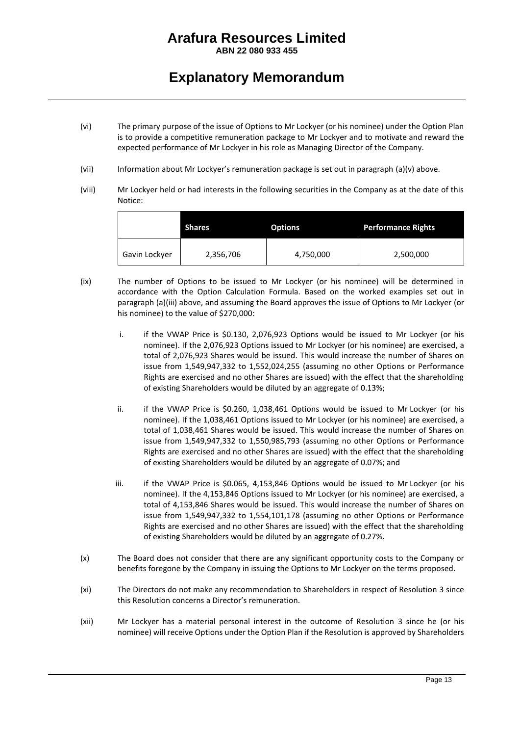(vi) The primary purpose of the issue of Options to Mr Lockyer (or his nominee) under the Option Plan is to provide a competitive remuneration package to Mr Lockyer and to motivate and reward the expected performance of Mr Lockyer in his role as Managing Director of the Company.

(vii) Information about Mr Lockyer's remuneration package is set out in paragraph (a)(v) above.

(viii) Mr Lockyer held or had interests in the following securities in the Company as at the date of this Notice:

| | Shares | Options | Performance Rights |
|---|---|---|---|
| Gavin Lockyer | 2,356,706 | 4,750,000 | 2,500,000 |

(ix) The number of Options to be issued to Mr Lockyer (or his nominee) will be determined in accordance with the Option Calculation Formula. Based on the worked examples set out in paragraph (a)(iii) above, and assuming the Board approves the issue of Options to Mr Lockyer (or his nominee) to the value of $270,000:

i. if the VWAP Price is $0.130, 2,076,923 Options would be issued to Mr Lockyer (or his nominee). If the 2,076,923 Options issued to Mr Lockyer (or his nominee) are exercised, a total of 2,076,923 Shares would be issued. This would increase the number of Shares on issue from 1,549,947,332 to 1,552,024,255 (assuming no other Options or Performance Rights are exercised and no other Shares are issued) with the effect that the shareholding of existing Shareholders would be diluted by an aggregate of 0.13%;

ii. if the VWAP Price is $0.260, 1,038,461 Options would be issued to Mr Lockyer (or his nominee). If the 1,038,461 Options issued to Mr Lockyer (or his nominee) are exercised, a total of 1,038,461 Shares would be issued. This would increase the number of Shares on issue from 1,549,947,332 to 1,550,985,793 (assuming no other Options or Performance Rights are exercised and no other Shares are issued) with the effect that the shareholding of existing Shareholders would be diluted by an aggregate of 0.07%; and

iii. if the VWAP Price is $0.065, 4,153,846 Options would be issued to Mr Lockyer (or his nominee). If the 4,153,846 Options issued to Mr Lockyer (or his nominee) are exercised, a total of 4,153,846 Shares would be issued. This would increase the number of Shares on issue from 1,549,947,332 to 1,554,101,178 (assuming no other Options or Performance Rights are exercised and no other Shares are issued) with the effect that the shareholding of existing Shareholders would be diluted by an aggregate of 0.27%.

(x) The Board does not consider that there are any significant opportunity costs to the Company or benefits foregone by the Company in issuing the Options to Mr Lockyer on the terms proposed.

(xi) The Directors do not make any recommendation to Shareholders in respect of Resolution 3 since this Resolution concerns a Director's remuneration.

(xii) Mr Lockyer has a material personal interest in the outcome of Resolution 3 since he (or his nominee) will receive Options under the Option Plan if the Resolution is approved by Shareholders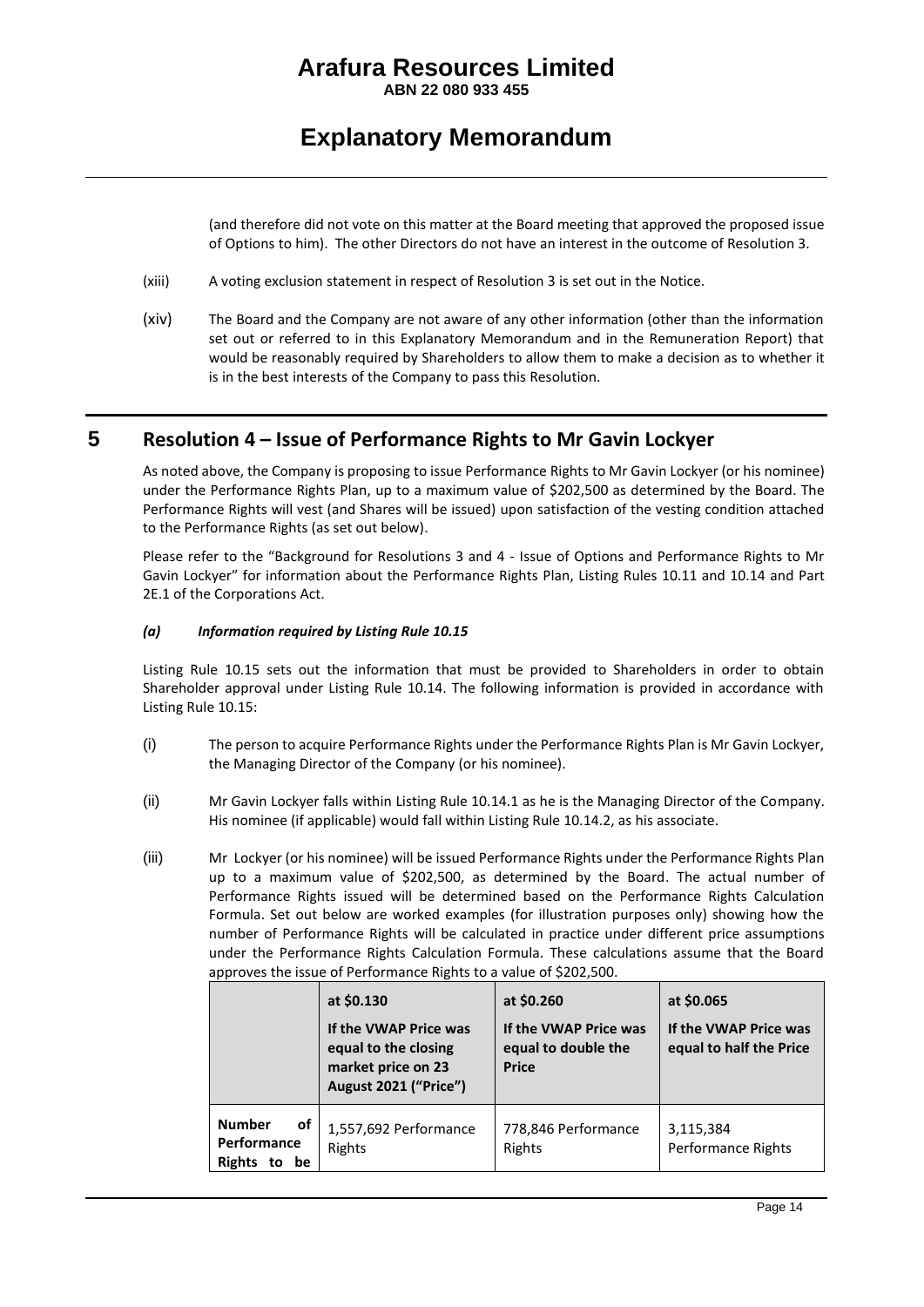(and therefore did not vote on this matter at the Board meeting that approved the proposed issue of Options to him). The other Directors do not have an interest in the outcome of Resolution 3.

(xiii) A voting exclusion statement in respect of Resolution 3 is set out in the Notice.

(xiv) The Board and the Company are not aware of any other information (other than the information set out or referred to in this Explanatory Memorandum and in the Remuneration Report) that would be reasonably required by Shareholders to allow them to make a decision as to whether it is in the best interests of the Company to pass this Resolution.

## 5 Resolution 4 – Issue of Performance Rights to Mr Gavin Lockyer

As noted above, the Company is proposing to issue Performance Rights to Mr Gavin Lockyer (or his nominee) under the Performance Rights Plan, up to a maximum value of $202,500 as determined by the Board. The Performance Rights will vest (and Shares will be issued) upon satisfaction of the vesting condition attached to the Performance Rights (as set out below).

Please refer to the "Background for Resolutions 3 and 4 - Issue of Options and Performance Rights to Mr Gavin Lockyer" for information about the Performance Rights Plan, Listing Rules 10.11 and 10.14 and Part 2E.1 of the Corporations Act.

### *(a) Information required by Listing Rule 10.15*

Listing Rule 10.15 sets out the information that must be provided to Shareholders in order to obtain Shareholder approval under Listing Rule 10.14. The following information is provided in accordance with Listing Rule 10.15:

(i) The person to acquire Performance Rights under the Performance Rights Plan is Mr Gavin Lockyer, the Managing Director of the Company (or his nominee).

(ii) Mr Gavin Lockyer falls within Listing Rule 10.14.1 as he is the Managing Director of the Company. His nominee (if applicable) would fall within Listing Rule 10.14.2, as his associate.

(iii) Mr Lockyer (or his nominee) will be issued Performance Rights under the Performance Rights Plan up to a maximum value of $202,500, as determined by the Board. The actual number of Performance Rights issued will be determined based on the Performance Rights Calculation Formula. Set out below are worked examples (for illustration purposes only) showing how the number of Performance Rights will be calculated in practice under different price assumptions under the Performance Rights Calculation Formula. These calculations assume that the Board approves the issue of Performance Rights to a value of $202,500.

| | **at $0.130** **If the VWAP Price was equal to the closing market price on 23 August 2021 ("Price")** | **at $0.260** **If the VWAP Price was equal to double the Price** | **at $0.065** **If the VWAP Price was equal to half the Price** |
|---|---|---|---|
| **Number of Performance Rights to be** | 1,557,692 Performance Rights | 778,846 Performance Rights | 3,115,384 Performance Rights |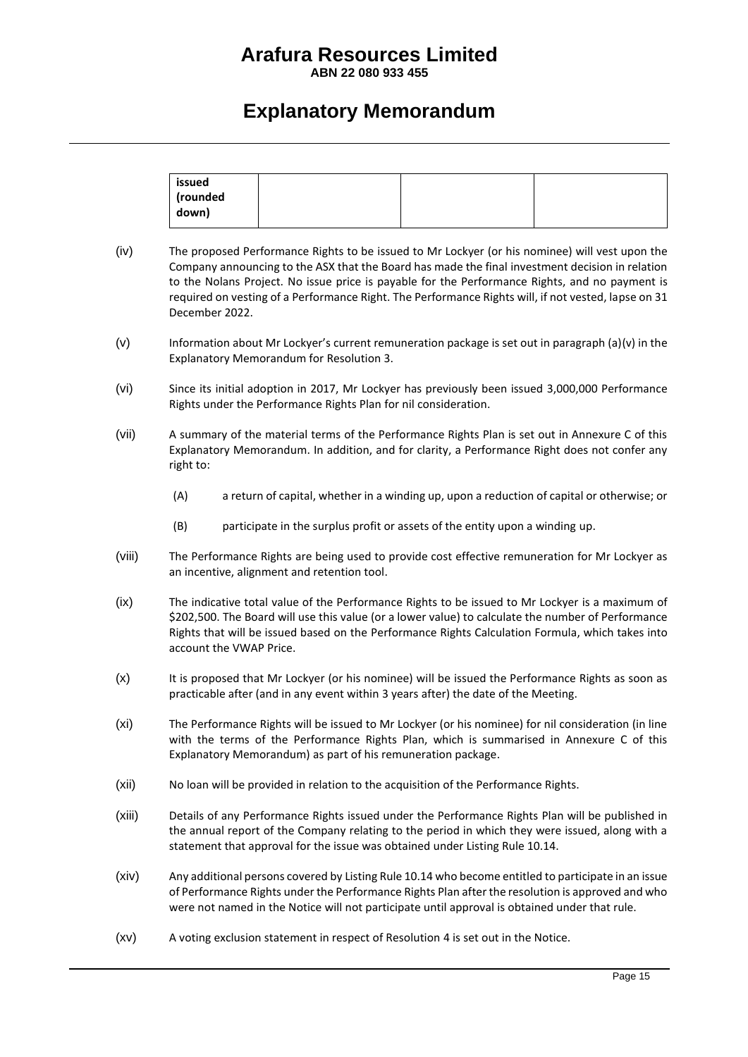| issued (rounded down) | | | |
|---|---|---|---|

(iv) The proposed Performance Rights to be issued to Mr Lockyer (or his nominee) will vest upon the Company announcing to the ASX that the Board has made the final investment decision in relation to the Nolans Project. No issue price is payable for the Performance Rights, and no payment is required on vesting of a Performance Right. The Performance Rights will, if not vested, lapse on 31 December 2022.

(v) Information about Mr Lockyer's current remuneration package is set out in paragraph (a)(v) in the Explanatory Memorandum for Resolution 3.

(vi) Since its initial adoption in 2017, Mr Lockyer has previously been issued 3,000,000 Performance Rights under the Performance Rights Plan for nil consideration.

(vii) A summary of the material terms of the Performance Rights Plan is set out in Annexure C of this Explanatory Memorandum. In addition, and for clarity, a Performance Right does not confer any right to:

(A) a return of capital, whether in a winding up, upon a reduction of capital or otherwise; or

(B) participate in the surplus profit or assets of the entity upon a winding up.

(viii) The Performance Rights are being used to provide cost effective remuneration for Mr Lockyer as an incentive, alignment and retention tool.

(ix) The indicative total value of the Performance Rights to be issued to Mr Lockyer is a maximum of $202,500. The Board will use this value (or a lower value) to calculate the number of Performance Rights that will be issued based on the Performance Rights Calculation Formula, which takes into account the VWAP Price.

(x) It is proposed that Mr Lockyer (or his nominee) will be issued the Performance Rights as soon as practicable after (and in any event within 3 years after) the date of the Meeting.

(xi) The Performance Rights will be issued to Mr Lockyer (or his nominee) for nil consideration (in line with the terms of the Performance Rights Plan, which is summarised in Annexure C of this Explanatory Memorandum) as part of his remuneration package.

(xii) No loan will be provided in relation to the acquisition of the Performance Rights.

(xiii) Details of any Performance Rights issued under the Performance Rights Plan will be published in the annual report of the Company relating to the period in which they were issued, along with a statement that approval for the issue was obtained under Listing Rule 10.14.

(xiv) Any additional persons covered by Listing Rule 10.14 who become entitled to participate in an issue of Performance Rights under the Performance Rights Plan after the resolution is approved and who were not named in the Notice will not participate until approval is obtained under that rule.

(xv) A voting exclusion statement in respect of Resolution 4 is set out in the Notice.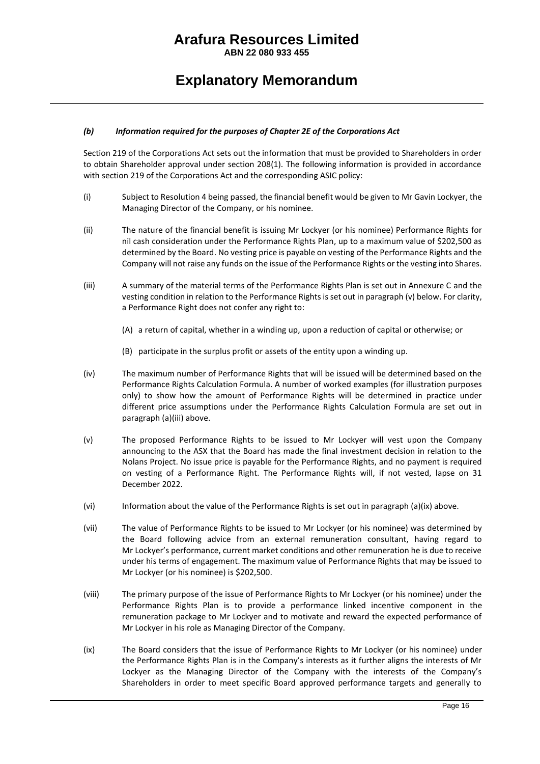#### *(b) Information required for the purposes of Chapter 2E of the Corporations Act*

Section 219 of the Corporations Act sets out the information that must be provided to Shareholders in order to obtain Shareholder approval under section 208(1). The following information is provided in accordance with section 219 of the Corporations Act and the corresponding ASIC policy:

(i) Subject to Resolution 4 being passed, the financial benefit would be given to Mr Gavin Lockyer, the Managing Director of the Company, or his nominee.

(ii) The nature of the financial benefit is issuing Mr Lockyer (or his nominee) Performance Rights for nil cash consideration under the Performance Rights Plan, up to a maximum value of $202,500 as determined by the Board. No vesting price is payable on vesting of the Performance Rights and the Company will not raise any funds on the issue of the Performance Rights or the vesting into Shares.

(iii) A summary of the material terms of the Performance Rights Plan is set out in Annexure C and the vesting condition in relation to the Performance Rights is set out in paragraph (v) below. For clarity, a Performance Right does not confer any right to:

(A) a return of capital, whether in a winding up, upon a reduction of capital or otherwise; or

(B) participate in the surplus profit or assets of the entity upon a winding up.

(iv) The maximum number of Performance Rights that will be issued will be determined based on the Performance Rights Calculation Formula. A number of worked examples (for illustration purposes only) to show how the amount of Performance Rights will be determined in practice under different price assumptions under the Performance Rights Calculation Formula are set out in paragraph (a)(iii) above.

(v) The proposed Performance Rights to be issued to Mr Lockyer will vest upon the Company announcing to the ASX that the Board has made the final investment decision in relation to the Nolans Project. No issue price is payable for the Performance Rights, and no payment is required on vesting of a Performance Right. The Performance Rights will, if not vested, lapse on 31 December 2022.

(vi) Information about the value of the Performance Rights is set out in paragraph (a)(ix) above.

(vii) The value of Performance Rights to be issued to Mr Lockyer (or his nominee) was determined by the Board following advice from an external remuneration consultant, having regard to Mr Lockyer's performance, current market conditions and other remuneration he is due to receive under his terms of engagement. The maximum value of Performance Rights that may be issued to Mr Lockyer (or his nominee) is $202,500.

(viii) The primary purpose of the issue of Performance Rights to Mr Lockyer (or his nominee) under the Performance Rights Plan is to provide a performance linked incentive component in the remuneration package to Mr Lockyer and to motivate and reward the expected performance of Mr Lockyer in his role as Managing Director of the Company.

(ix) The Board considers that the issue of Performance Rights to Mr Lockyer (or his nominee) under the Performance Rights Plan is in the Company's interests as it further aligns the interests of Mr Lockyer as the Managing Director of the Company with the interests of the Company's Shareholders in order to meet specific Board approved performance targets and generally to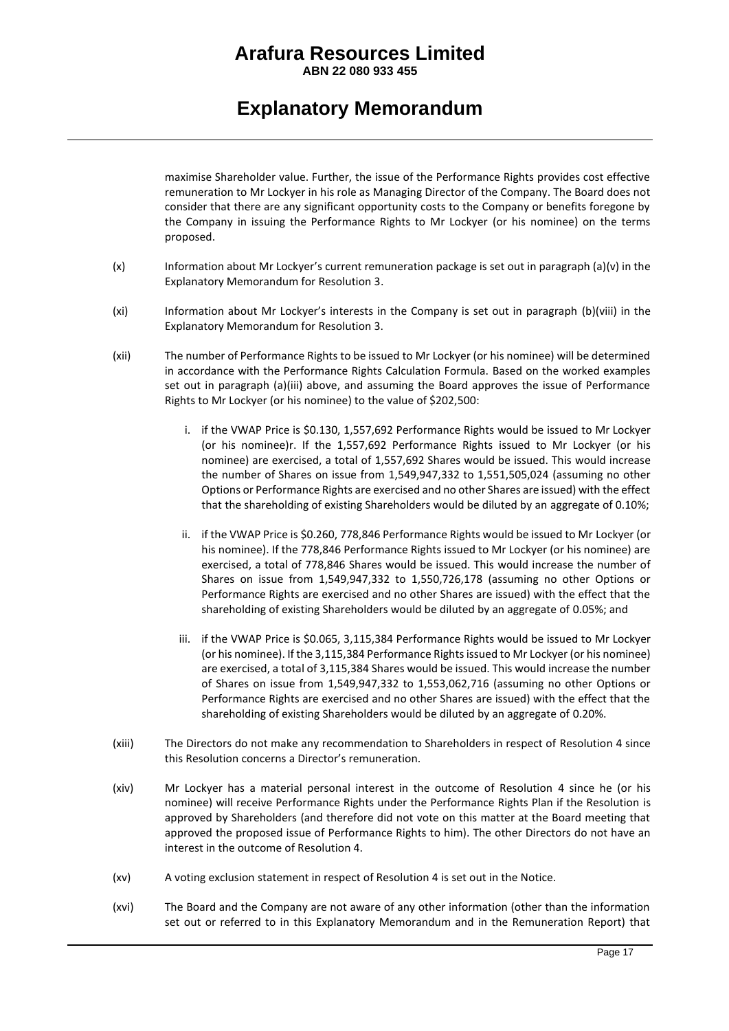maximise Shareholder value. Further, the issue of the Performance Rights provides cost effective remuneration to Mr Lockyer in his role as Managing Director of the Company. The Board does not consider that there are any significant opportunity costs to the Company or benefits foregone by the Company in issuing the Performance Rights to Mr Lockyer (or his nominee) on the terms proposed.

(x) Information about Mr Lockyer's current remuneration package is set out in paragraph (a)(v) in the Explanatory Memorandum for Resolution 3.

(xi) Information about Mr Lockyer's interests in the Company is set out in paragraph (b)(viii) in the Explanatory Memorandum for Resolution 3.

(xii) The number of Performance Rights to be issued to Mr Lockyer (or his nominee) will be determined in accordance with the Performance Rights Calculation Formula. Based on the worked examples set out in paragraph (a)(iii) above, and assuming the Board approves the issue of Performance Rights to Mr Lockyer (or his nominee) to the value of $202,500:

i. if the VWAP Price is $0.130, 1,557,692 Performance Rights would be issued to Mr Lockyer (or his nominee)r. If the 1,557,692 Performance Rights issued to Mr Lockyer (or his nominee) are exercised, a total of 1,557,692 Shares would be issued. This would increase the number of Shares on issue from 1,549,947,332 to 1,551,505,024 (assuming no other Options or Performance Rights are exercised and no other Shares are issued) with the effect that the shareholding of existing Shareholders would be diluted by an aggregate of 0.10%;

ii. if the VWAP Price is $0.260, 778,846 Performance Rights would be issued to Mr Lockyer (or his nominee). If the 778,846 Performance Rights issued to Mr Lockyer (or his nominee) are exercised, a total of 778,846 Shares would be issued. This would increase the number of Shares on issue from 1,549,947,332 to 1,550,726,178 (assuming no other Options or Performance Rights are exercised and no other Shares are issued) with the effect that the shareholding of existing Shareholders would be diluted by an aggregate of 0.05%; and

iii. if the VWAP Price is $0.065, 3,115,384 Performance Rights would be issued to Mr Lockyer (or his nominee). If the 3,115,384 Performance Rights issued to Mr Lockyer (or his nominee) are exercised, a total of 3,115,384 Shares would be issued. This would increase the number of Shares on issue from 1,549,947,332 to 1,553,062,716 (assuming no other Options or Performance Rights are exercised and no other Shares are issued) with the effect that the shareholding of existing Shareholders would be diluted by an aggregate of 0.20%.

(xiii) The Directors do not make any recommendation to Shareholders in respect of Resolution 4 since this Resolution concerns a Director's remuneration.

(xiv) Mr Lockyer has a material personal interest in the outcome of Resolution 4 since he (or his nominee) will receive Performance Rights under the Performance Rights Plan if the Resolution is approved by Shareholders (and therefore did not vote on this matter at the Board meeting that approved the proposed issue of Performance Rights to him). The other Directors do not have an interest in the outcome of Resolution 4.

(xv) A voting exclusion statement in respect of Resolution 4 is set out in the Notice.

(xvi) The Board and the Company are not aware of any other information (other than the information set out or referred to in this Explanatory Memorandum and in the Remuneration Report) that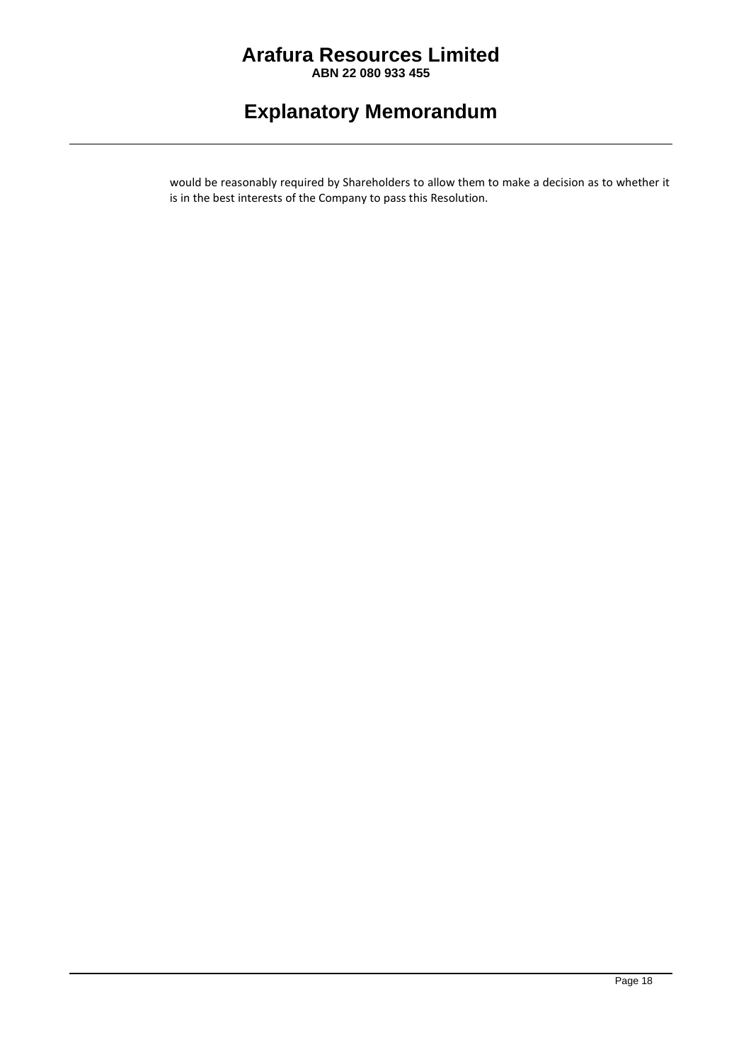would be reasonably required by Shareholders to allow them to make a decision as to whether it is in the best interests of the Company to pass this Resolution.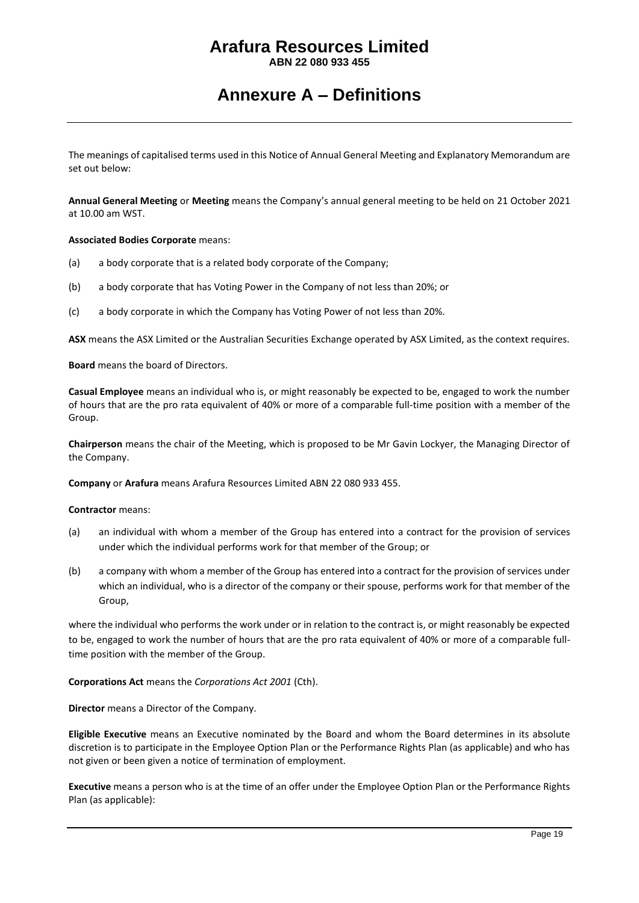# Arafura Resources Limited

**ABN 22 080 933 455**

# Annexure A – Definitions

The meanings of capitalised terms used in this Notice of Annual General Meeting and Explanatory Memorandum are set out below:

**Annual General Meeting** or **Meeting** means the Company's annual general meeting to be held on 21 October 2021 at 10.00 am WST.

**Associated Bodies Corporate** means:

(a) a body corporate that is a related body corporate of the Company;

(b) a body corporate that has Voting Power in the Company of not less than 20%; or

(c) a body corporate in which the Company has Voting Power of not less than 20%.

**ASX** means the ASX Limited or the Australian Securities Exchange operated by ASX Limited, as the context requires.

**Board** means the board of Directors.

**Casual Employee** means an individual who is, or might reasonably be expected to be, engaged to work the number of hours that are the pro rata equivalent of 40% or more of a comparable full-time position with a member of the Group.

**Chairperson** means the chair of the Meeting, which is proposed to be Mr Gavin Lockyer, the Managing Director of the Company.

**Company** or **Arafura** means Arafura Resources Limited ABN 22 080 933 455.

**Contractor** means:

(a) an individual with whom a member of the Group has entered into a contract for the provision of services under which the individual performs work for that member of the Group; or

(b) a company with whom a member of the Group has entered into a contract for the provision of services under which an individual, who is a director of the company or their spouse, performs work for that member of the Group,

where the individual who performs the work under or in relation to the contract is, or might reasonably be expected to be, engaged to work the number of hours that are the pro rata equivalent of 40% or more of a comparable full-time position with the member of the Group.

**Corporations Act** means the *Corporations Act 2001* (Cth).

**Director** means a Director of the Company.

**Eligible Executive** means an Executive nominated by the Board and whom the Board determines in its absolute discretion is to participate in the Employee Option Plan or the Performance Rights Plan (as applicable) and who has not given or been given a notice of termination of employment.

**Executive** means a person who is at the time of an offer under the Employee Option Plan or the Performance Rights Plan (as applicable):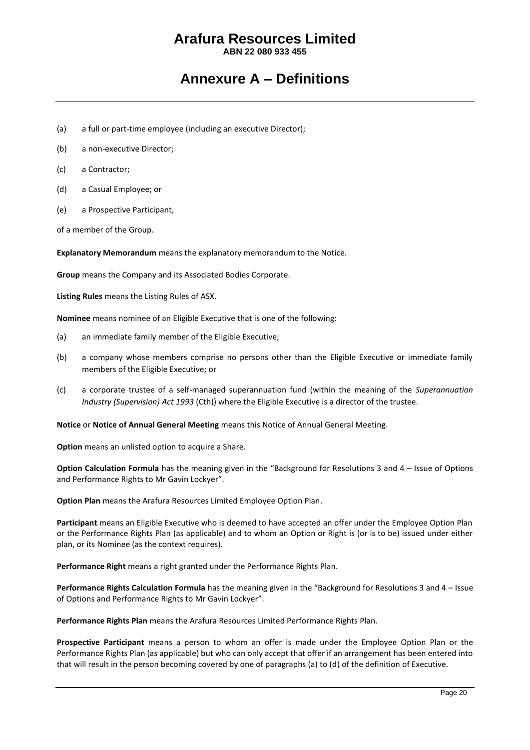# Annexure A – Definitions

(a) a full or part-time employee (including an executive Director);

(b) a non-executive Director;

(c) a Contractor;

(d) a Casual Employee; or

(e) a Prospective Participant,

of a member of the Group.

**Explanatory Memorandum** means the explanatory memorandum to the Notice.

**Group** means the Company and its Associated Bodies Corporate.

**Listing Rules** means the Listing Rules of ASX.

**Nominee** means nominee of an Eligible Executive that is one of the following:

(a) an immediate family member of the Eligible Executive;

(b) a company whose members comprise no persons other than the Eligible Executive or immediate family members of the Eligible Executive; or

(c) a corporate trustee of a self-managed superannuation fund (within the meaning of the *Superannuation Industry (Supervision) Act 1993* (Cth)) where the Eligible Executive is a director of the trustee.

**Notice** or **Notice of Annual General Meeting** means this Notice of Annual General Meeting.

**Option** means an unlisted option to acquire a Share.

**Option Calculation Formula** has the meaning given in the "Background for Resolutions 3 and 4 – Issue of Options and Performance Rights to Mr Gavin Lockyer".

**Option Plan** means the Arafura Resources Limited Employee Option Plan.

**Participant** means an Eligible Executive who is deemed to have accepted an offer under the Employee Option Plan or the Performance Rights Plan (as applicable) and to whom an Option or Right is (or is to be) issued under either plan, or its Nominee (as the context requires).

**Performance Right** means a right granted under the Performance Rights Plan.

**Performance Rights Calculation Formula** has the meaning given in the "Background for Resolutions 3 and 4 – Issue of Options and Performance Rights to Mr Gavin Lockyer".

**Performance Rights Plan** means the Arafura Resources Limited Performance Rights Plan.

**Prospective Participant** means a person to whom an offer is made under the Employee Option Plan or the Performance Rights Plan (as applicable) but who can only accept that offer if an arrangement has been entered into that will result in the person becoming covered by one of paragraphs (a) to (d) of the definition of Executive.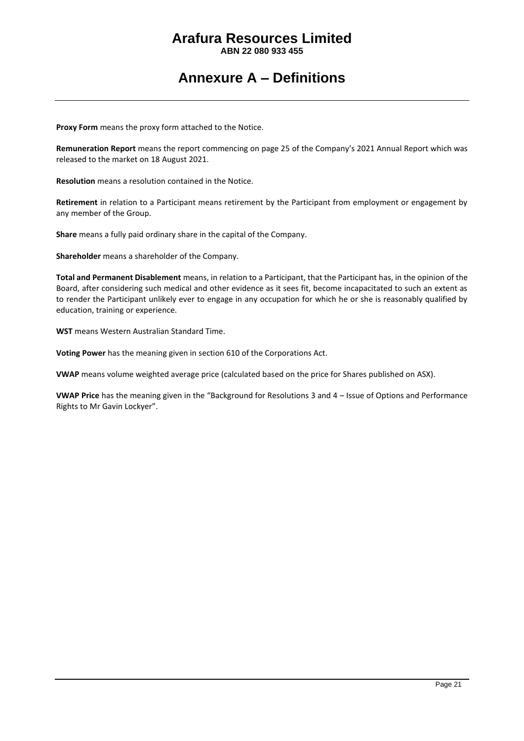# Arafura Resources Limited

**ABN 22 080 933 455**

# Annexure A – Definitions

**Proxy Form** means the proxy form attached to the Notice.

**Remuneration Report** means the report commencing on page 25 of the Company's 2021 Annual Report which was released to the market on 18 August 2021.

**Resolution** means a resolution contained in the Notice.

**Retirement** in relation to a Participant means retirement by the Participant from employment or engagement by any member of the Group.

**Share** means a fully paid ordinary share in the capital of the Company.

**Shareholder** means a shareholder of the Company.

**Total and Permanent Disablement** means, in relation to a Participant, that the Participant has, in the opinion of the Board, after considering such medical and other evidence as it sees fit, become incapacitated to such an extent as to render the Participant unlikely ever to engage in any occupation for which he or she is reasonably qualified by education, training or experience.

**WST** means Western Australian Standard Time.

**Voting Power** has the meaning given in section 610 of the Corporations Act.

**VWAP** means volume weighted average price (calculated based on the price for Shares published on ASX).

**VWAP Price** has the meaning given in the "Background for Resolutions 3 and 4 – Issue of Options and Performance Rights to Mr Gavin Lockyer".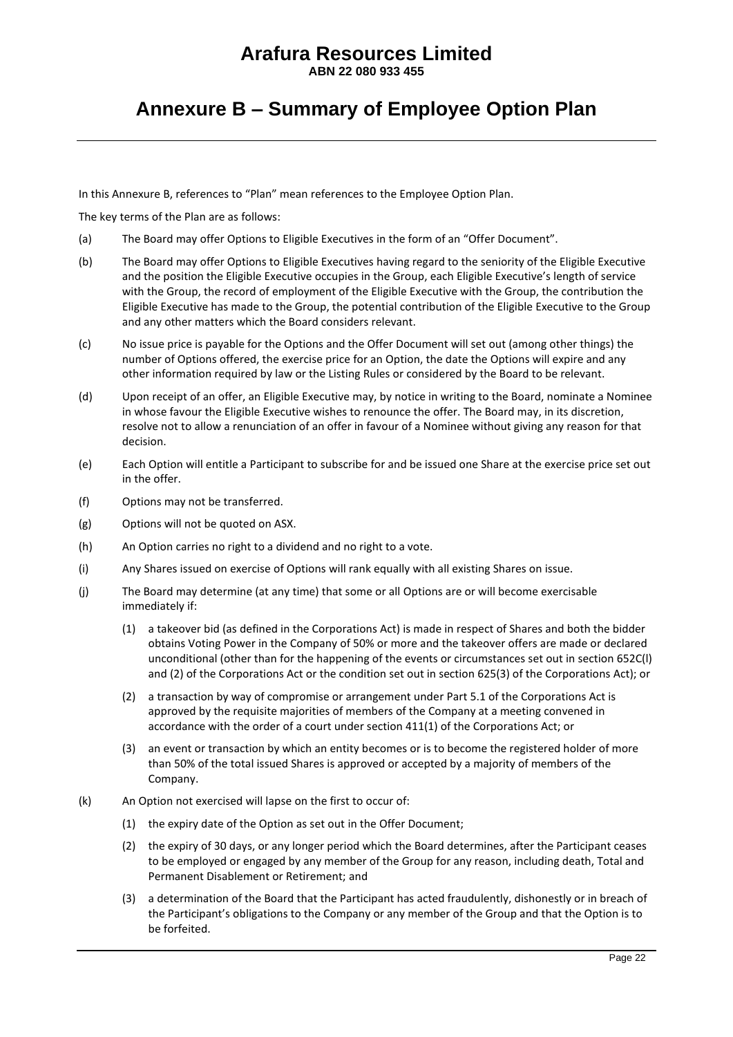# Arafura Resources Limited

**ABN 22 080 933 455**

## Annexure B – Summary of Employee Option Plan

In this Annexure B, references to "Plan" mean references to the Employee Option Plan.

The key terms of the Plan are as follows:

(a) The Board may offer Options to Eligible Executives in the form of an "Offer Document".

(b) The Board may offer Options to Eligible Executives having regard to the seniority of the Eligible Executive and the position the Eligible Executive occupies in the Group, each Eligible Executive's length of service with the Group, the record of employment of the Eligible Executive with the Group, the contribution the Eligible Executive has made to the Group, the potential contribution of the Eligible Executive to the Group and any other matters which the Board considers relevant.

(c) No issue price is payable for the Options and the Offer Document will set out (among other things) the number of Options offered, the exercise price for an Option, the date the Options will expire and any other information required by law or the Listing Rules or considered by the Board to be relevant.

(d) Upon receipt of an offer, an Eligible Executive may, by notice in writing to the Board, nominate a Nominee in whose favour the Eligible Executive wishes to renounce the offer. The Board may, in its discretion, resolve not to allow a renunciation of an offer in favour of a Nominee without giving any reason for that decision.

(e) Each Option will entitle a Participant to subscribe for and be issued one Share at the exercise price set out in the offer.

(f) Options may not be transferred.

(g) Options will not be quoted on ASX.

(h) An Option carries no right to a dividend and no right to a vote.

(i) Any Shares issued on exercise of Options will rank equally with all existing Shares on issue.

(j) The Board may determine (at any time) that some or all Options are or will become exercisable immediately if:

   (1) a takeover bid (as defined in the Corporations Act) is made in respect of Shares and both the bidder obtains Voting Power in the Company of 50% or more and the takeover offers are made or declared unconditional (other than for the happening of the events or circumstances set out in section 652C(l) and (2) of the Corporations Act or the condition set out in section 625(3) of the Corporations Act); or

   (2) a transaction by way of compromise or arrangement under Part 5.1 of the Corporations Act is approved by the requisite majorities of members of the Company at a meeting convened in accordance with the order of a court under section 411(1) of the Corporations Act; or

   (3) an event or transaction by which an entity becomes or is to become the registered holder of more than 50% of the total issued Shares is approved or accepted by a majority of members of the Company.

(k) An Option not exercised will lapse on the first to occur of:

   (1) the expiry date of the Option as set out in the Offer Document;

   (2) the expiry of 30 days, or any longer period which the Board determines, after the Participant ceases to be employed or engaged by any member of the Group for any reason, including death, Total and Permanent Disablement or Retirement; and

   (3) a determination of the Board that the Participant has acted fraudulently, dishonestly or in breach of the Participant's obligations to the Company or any member of the Group and that the Option is to be forfeited.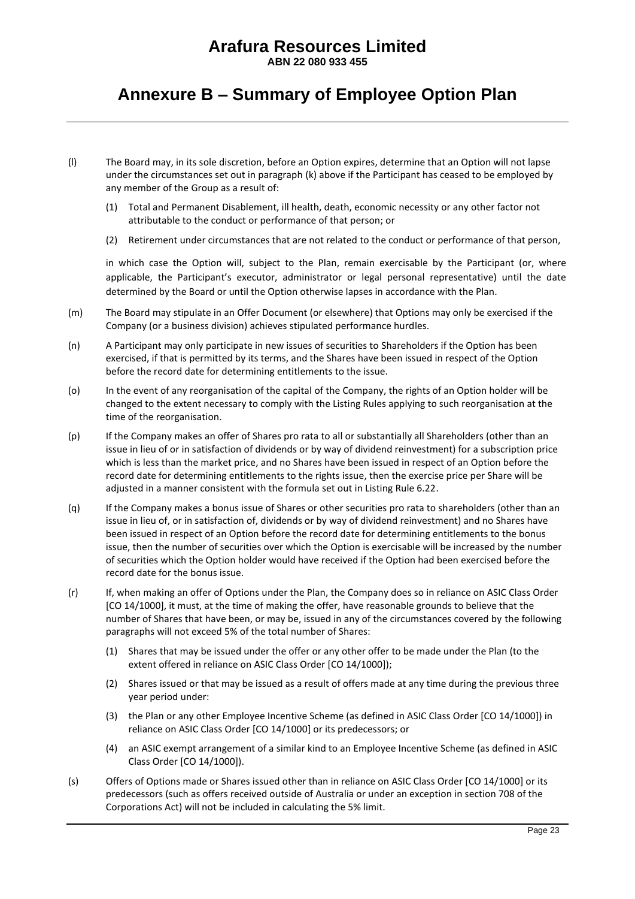# Annexure B – Summary of Employee Option Plan

(l) The Board may, in its sole discretion, before an Option expires, determine that an Option will not lapse under the circumstances set out in paragraph (k) above if the Participant has ceased to be employed by any member of the Group as a result of:

  (1) Total and Permanent Disablement, ill health, death, economic necessity or any other factor not attributable to the conduct or performance of that person; or

  (2) Retirement under circumstances that are not related to the conduct or performance of that person,

  in which case the Option will, subject to the Plan, remain exercisable by the Participant (or, where applicable, the Participant's executor, administrator or legal personal representative) until the date determined by the Board or until the Option otherwise lapses in accordance with the Plan.

(m) The Board may stipulate in an Offer Document (or elsewhere) that Options may only be exercised if the Company (or a business division) achieves stipulated performance hurdles.

(n) A Participant may only participate in new issues of securities to Shareholders if the Option has been exercised, if that is permitted by its terms, and the Shares have been issued in respect of the Option before the record date for determining entitlements to the issue.

(o) In the event of any reorganisation of the capital of the Company, the rights of an Option holder will be changed to the extent necessary to comply with the Listing Rules applying to such reorganisation at the time of the reorganisation.

(p) If the Company makes an offer of Shares pro rata to all or substantially all Shareholders (other than an issue in lieu of or in satisfaction of dividends or by way of dividend reinvestment) for a subscription price which is less than the market price, and no Shares have been issued in respect of an Option before the record date for determining entitlements to the rights issue, then the exercise price per Share will be adjusted in a manner consistent with the formula set out in Listing Rule 6.22.

(q) If the Company makes a bonus issue of Shares or other securities pro rata to shareholders (other than an issue in lieu of, or in satisfaction of, dividends or by way of dividend reinvestment) and no Shares have been issued in respect of an Option before the record date for determining entitlements to the bonus issue, then the number of securities over which the Option is exercisable will be increased by the number of securities which the Option holder would have received if the Option had been exercised before the record date for the bonus issue.

(r) If, when making an offer of Options under the Plan, the Company does so in reliance on ASIC Class Order [CO 14/1000], it must, at the time of making the offer, have reasonable grounds to believe that the number of Shares that have been, or may be, issued in any of the circumstances covered by the following paragraphs will not exceed 5% of the total number of Shares:

  (1) Shares that may be issued under the offer or any other offer to be made under the Plan (to the extent offered in reliance on ASIC Class Order [CO 14/1000]);

  (2) Shares issued or that may be issued as a result of offers made at any time during the previous three year period under:

  (3) the Plan or any other Employee Incentive Scheme (as defined in ASIC Class Order [CO 14/1000]) in reliance on ASIC Class Order [CO 14/1000] or its predecessors; or

  (4) an ASIC exempt arrangement of a similar kind to an Employee Incentive Scheme (as defined in ASIC Class Order [CO 14/1000]).

(s) Offers of Options made or Shares issued other than in reliance on ASIC Class Order [CO 14/1000] or its predecessors (such as offers received outside of Australia or under an exception in section 708 of the Corporations Act) will not be included in calculating the 5% limit.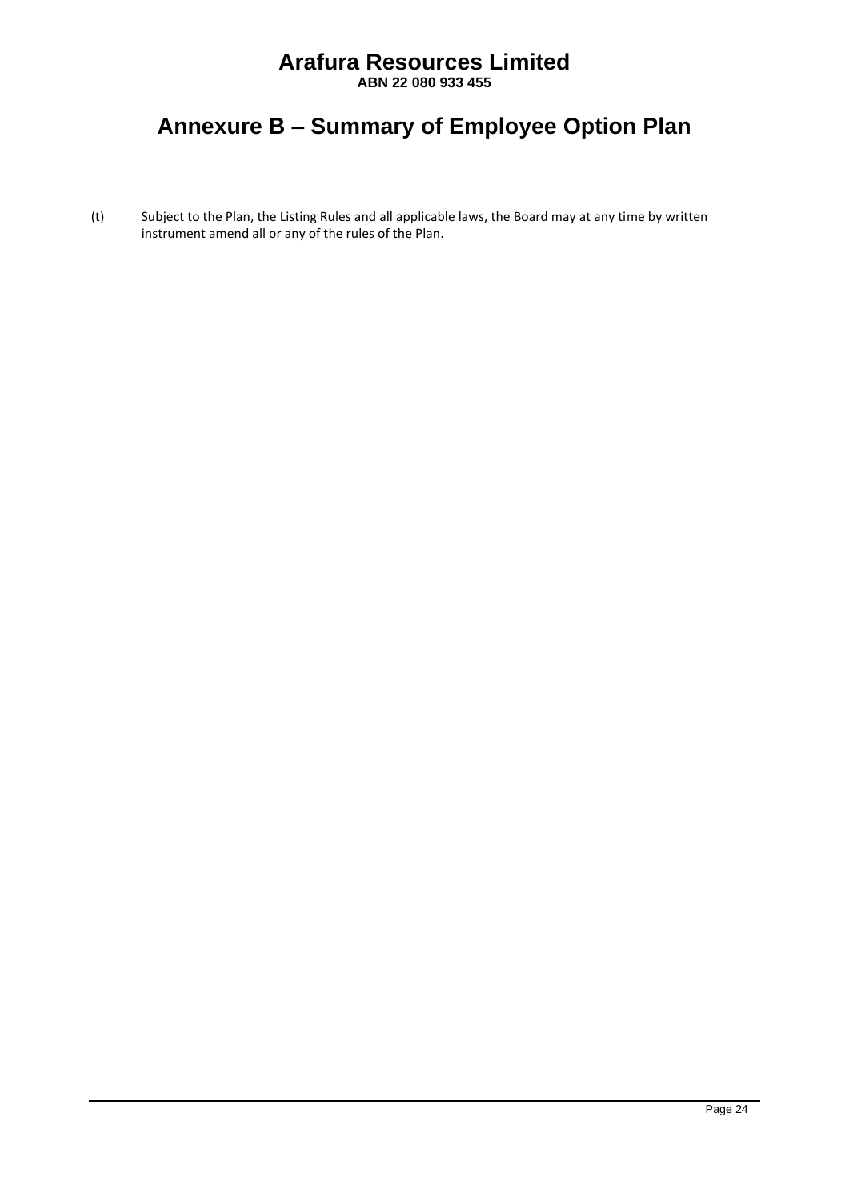# Annexure B – Summary of Employee Option Plan

(t) Subject to the Plan, the Listing Rules and all applicable laws, the Board may at any time by written instrument amend all or any of the rules of the Plan.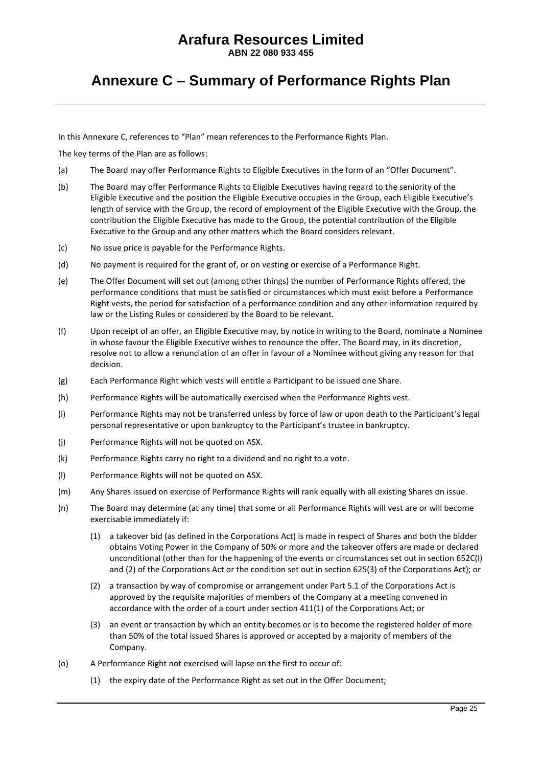# Arafura Resources Limited

**ABN 22 080 933 455**

# Annexure C – Summary of Performance Rights Plan

In this Annexure C, references to "Plan" mean references to the Performance Rights Plan.

The key terms of the Plan are as follows:

(a) The Board may offer Performance Rights to Eligible Executives in the form of an "Offer Document".

(b) The Board may offer Performance Rights to Eligible Executives having regard to the seniority of the Eligible Executive and the position the Eligible Executive occupies in the Group, each Eligible Executive's length of service with the Group, the record of employment of the Eligible Executive with the Group, the contribution the Eligible Executive has made to the Group, the potential contribution of the Eligible Executive to the Group and any other matters which the Board considers relevant.

(c) No issue price is payable for the Performance Rights.

(d) No payment is required for the grant of, or on vesting or exercise of a Performance Right.

(e) The Offer Document will set out (among other things) the number of Performance Rights offered, the performance conditions that must be satisfied or circumstances which must exist before a Performance Right vests, the period for satisfaction of a performance condition and any other information required by law or the Listing Rules or considered by the Board to be relevant.

(f) Upon receipt of an offer, an Eligible Executive may, by notice in writing to the Board, nominate a Nominee in whose favour the Eligible Executive wishes to renounce the offer. The Board may, in its discretion, resolve not to allow a renunciation of an offer in favour of a Nominee without giving any reason for that decision.

(g) Each Performance Right which vests will entitle a Participant to be issued one Share.

(h) Performance Rights will be automatically exercised when the Performance Rights vest.

(i) Performance Rights may not be transferred unless by force of law or upon death to the Participant's legal personal representative or upon bankruptcy to the Participant's trustee in bankruptcy.

(j) Performance Rights will not be quoted on ASX.

(k) Performance Rights carry no right to a dividend and no right to a vote.

(l) Performance Rights will not be quoted on ASX.

(m) Any Shares issued on exercise of Performance Rights will rank equally with all existing Shares on issue.

(n) The Board may determine (at any time) that some or all Performance Rights will vest are or will become exercisable immediately if:

(1) a takeover bid (as defined in the Corporations Act) is made in respect of Shares and both the bidder obtains Voting Power in the Company of 50% or more and the takeover offers are made or declared unconditional (other than for the happening of the events or circumstances set out in section 652C(l) and (2) of the Corporations Act or the condition set out in section 625(3) of the Corporations Act); or

(2) a transaction by way of compromise or arrangement under Part 5.1 of the Corporations Act is approved by the requisite majorities of members of the Company at a meeting convened in accordance with the order of a court under section 411(1) of the Corporations Act; or

(3) an event or transaction by which an entity becomes or is to become the registered holder of more than 50% of the total issued Shares is approved or accepted by a majority of members of the Company.

(o) A Performance Right not exercised will lapse on the first to occur of:

(1) the expiry date of the Performance Right as set out in the Offer Document;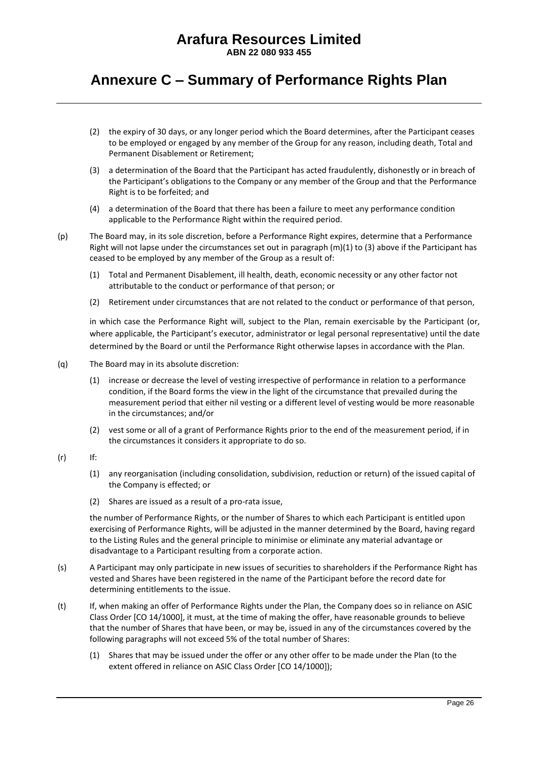# Annexure C – Summary of Performance Rights Plan

(2) the expiry of 30 days, or any longer period which the Board determines, after the Participant ceases to be employed or engaged by any member of the Group for any reason, including death, Total and Permanent Disablement or Retirement;

(3) a determination of the Board that the Participant has acted fraudulently, dishonestly or in breach of the Participant's obligations to the Company or any member of the Group and that the Performance Right is to be forfeited; and

(4) a determination of the Board that there has been a failure to meet any performance condition applicable to the Performance Right within the required period.

(p) The Board may, in its sole discretion, before a Performance Right expires, determine that a Performance Right will not lapse under the circumstances set out in paragraph (m)(1) to (3) above if the Participant has ceased to be employed by any member of the Group as a result of:

(1) Total and Permanent Disablement, ill health, death, economic necessity or any other factor not attributable to the conduct or performance of that person; or

(2) Retirement under circumstances that are not related to the conduct or performance of that person,

in which case the Performance Right will, subject to the Plan, remain exercisable by the Participant (or, where applicable, the Participant's executor, administrator or legal personal representative) until the date determined by the Board or until the Performance Right otherwise lapses in accordance with the Plan.

(q) The Board may in its absolute discretion:

(1) increase or decrease the level of vesting irrespective of performance in relation to a performance condition, if the Board forms the view in the light of the circumstance that prevailed during the measurement period that either nil vesting or a different level of vesting would be more reasonable in the circumstances; and/or

(2) vest some or all of a grant of Performance Rights prior to the end of the measurement period, if in the circumstances it considers it appropriate to do so.

(r) If:

(1) any reorganisation (including consolidation, subdivision, reduction or return) of the issued capital of the Company is effected; or

(2) Shares are issued as a result of a pro-rata issue,

the number of Performance Rights, or the number of Shares to which each Participant is entitled upon exercising of Performance Rights, will be adjusted in the manner determined by the Board, having regard to the Listing Rules and the general principle to minimise or eliminate any material advantage or disadvantage to a Participant resulting from a corporate action.

(s) A Participant may only participate in new issues of securities to shareholders if the Performance Right has vested and Shares have been registered in the name of the Participant before the record date for determining entitlements to the issue.

(t) If, when making an offer of Performance Rights under the Plan, the Company does so in reliance on ASIC Class Order [CO 14/1000], it must, at the time of making the offer, have reasonable grounds to believe that the number of Shares that have been, or may be, issued in any of the circumstances covered by the following paragraphs will not exceed 5% of the total number of Shares:

(1) Shares that may be issued under the offer or any other offer to be made under the Plan (to the extent offered in reliance on ASIC Class Order [CO 14/1000]);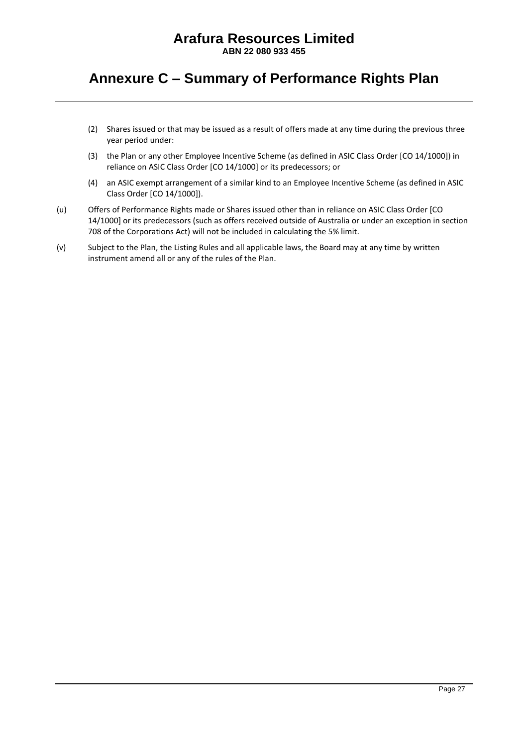(2) Shares issued or that may be issued as a result of offers made at any time during the previous three year period under:

(3) the Plan or any other Employee Incentive Scheme (as defined in ASIC Class Order [CO 14/1000]) in reliance on ASIC Class Order [CO 14/1000] or its predecessors; or

(4) an ASIC exempt arrangement of a similar kind to an Employee Incentive Scheme (as defined in ASIC Class Order [CO 14/1000]).

(u) Offers of Performance Rights made or Shares issued other than in reliance on ASIC Class Order [CO 14/1000] or its predecessors (such as offers received outside of Australia or under an exception in section 708 of the Corporations Act) will not be included in calculating the 5% limit.

(v) Subject to the Plan, the Listing Rules and all applicable laws, the Board may at any time by written instrument amend all or any of the rules of the Plan.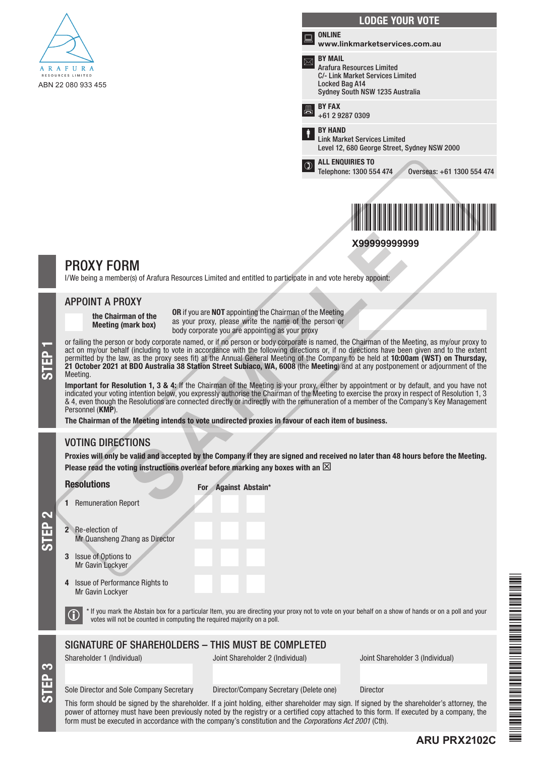ARAFURA RESOURCES LIMITED

ABN 22 080 933 455

## LODGE YOUR VOTE

**ONLINE**
**www.linkmarketservices.com.au**

**BY MAIL**
Arafura Resources Limited
C/- Link Market Services Limited
Locked Bag A14
Sydney South NSW 1235 Australia

**BY FAX**
+61 2 9287 0309

**BY HAND**
Link Market Services Limited
Level 12, 680 George Street, Sydney NSW 2000

**ALL ENQUIRIES TO**
Telephone: 1300 554 474 Overseas: +61 1300 554 474

**X99999999999**

# PROXY FORM

I/We being a member(s) of Arafura Resources Limited and entitled to participate in and vote hereby appoint:

## STEP 1

## APPOINT A PROXY

**the Chairman of the Meeting (mark box)**

**OR** if you are **NOT** appointing the Chairman of the Meeting as your proxy, please write the name of the person or body corporate you are appointing as your proxy

or failing the person or body corporate named, or if no person or body corporate is named, the Chairman of the Meeting, as my/our proxy to act on my/our behalf (including to vote in accordance with the following directions or, if no directions have been given and to the extent permitted by the law, as the proxy sees fit) at the Annual General Meeting of the Company to be held at **10:00am (WST) on Thursday, 21 October 2021 at BDO Australia 38 Station Street Subiaco, WA, 6008** (the **Meeting**) and at any postponement or adjournment of the Meeting.

**Important for Resolution 1, 3 & 4:** If the Chairman of the Meeting is your proxy, either by appointment or by default, and you have not indicated your voting intention below, you expressly authorise the Chairman of the Meeting to exercise the proxy in respect of Resolution 1, 3 & 4, even though the Resolutions are connected directly or indirectly with the remuneration of a member of the Company's Key Management Personnel (**KMP**).

**The Chairman of the Meeting intends to vote undirected proxies in favour of each item of business.**

## STEP 2

## VOTING DIRECTIONS

**Proxies will only be valid and accepted by the Company if they are signed and received no later than 48 hours before the Meeting.**

**Please read the voting instructions overleaf before marking any boxes with an ☒**

| Resolutions | For | Against | Abstain* |
|---|---|---|---|
| 1 Remuneration Report | | | |
| 2 Re-election of Mr Quansheng Zhang as Director | | | |
| 3 Issue of Options to Mr Gavin Lockyer | | | |
| 4 Issue of Performance Rights to Mr Gavin Lockyer | | | |

ⓘ * If you mark the Abstain box for a particular Item, you are directing your proxy not to vote on your behalf on a show of hands or on a poll and your votes will not be counted in computing the required majority on a poll.

## STEP 3

## SIGNATURE OF SHAREHOLDERS – THIS MUST BE COMPLETED

| Shareholder 1 (Individual) | Joint Shareholder 2 (Individual) | Joint Shareholder 3 (Individual) |
|---|---|---|
| | | |
| Sole Director and Sole Company Secretary | Director/Company Secretary (Delete one) | Director |

This form should be signed by the shareholder. If a joint holding, either shareholder may sign. If signed by the shareholder's attorney, the power of attorney must have been previously noted by the registry or a certified copy attached to this form. If executed by a company, the form must be executed in accordance with the company's constitution and the *Corporations Act 2001* (Cth).

**ARU PRX2102C**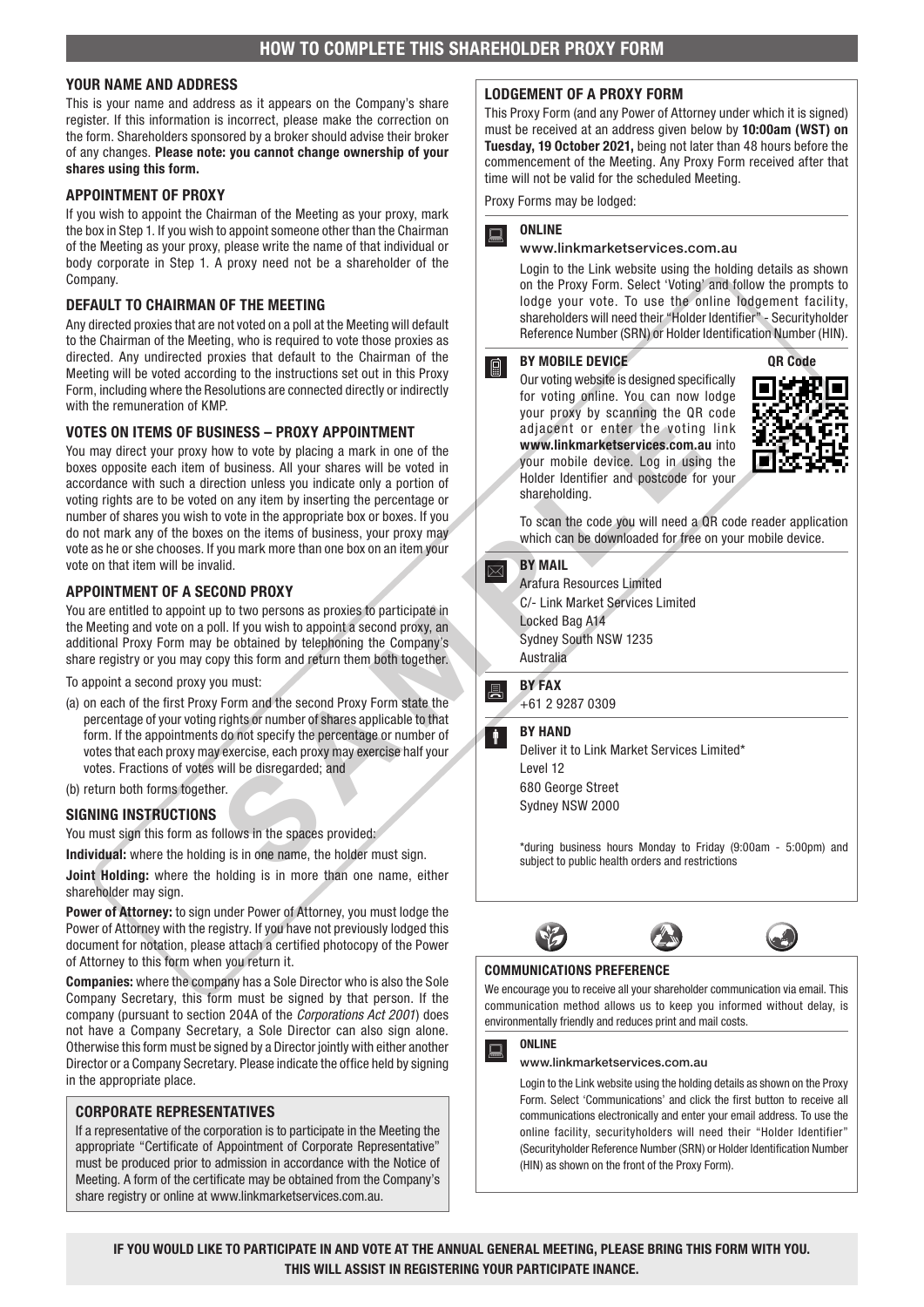# HOW TO COMPLETE THIS SHAREHOLDER PROXY FORM

### YOUR NAME AND ADDRESS

This is your name and address as it appears on the Company's share register. If this information is incorrect, please make the correction on the form. Shareholders sponsored by a broker should advise their broker of any changes. **Please note: you cannot change ownership of your shares using this form.**

### APPOINTMENT OF PROXY

If you wish to appoint the Chairman of the Meeting as your proxy, mark the box in Step 1. If you wish to appoint someone other than the Chairman of the Meeting as your proxy, please write the name of that individual or body corporate in Step 1. A proxy need not be a shareholder of the Company.

### DEFAULT TO CHAIRMAN OF THE MEETING

Any directed proxies that are not voted on a poll at the Meeting will default to the Chairman of the Meeting, who is required to vote those proxies as directed. Any undirected proxies that default to the Chairman of the Meeting will be voted according to the instructions set out in this Proxy Form, including where the Resolutions are connected directly or indirectly with the remuneration of KMP.

### VOTES ON ITEMS OF BUSINESS – PROXY APPOINTMENT

You may direct your proxy how to vote by placing a mark in one of the boxes opposite each item of business. All your shares will be voted in accordance with such a direction unless you indicate only a portion of voting rights are to be voted on any item by inserting the percentage or number of shares you wish to vote in the appropriate box or boxes. If you do not mark any of the boxes on the items of business, your proxy may vote as he or she chooses. If you mark more than one box on an item your vote on that item will be invalid.

### APPOINTMENT OF A SECOND PROXY

You are entitled to appoint up to two persons as proxies to participate in the Meeting and vote on a poll. If you wish to appoint a second proxy, an additional Proxy Form may be obtained by telephoning the Company's share registry or you may copy this form and return them both together.

To appoint a second proxy you must:

(a) on each of the first Proxy Form and the second Proxy Form state the percentage of your voting rights or number of shares applicable to that form. If the appointments do not specify the percentage or number of votes that each proxy may exercise, each proxy may exercise half your votes. Fractions of votes will be disregarded; and

(b) return both forms together.

### SIGNING INSTRUCTIONS

You must sign this form as follows in the spaces provided:

**Individual:** where the holding is in one name, the holder must sign.

**Joint Holding:** where the holding is in more than one name, either shareholder may sign.

**Power of Attorney:** to sign under Power of Attorney, you must lodge the Power of Attorney with the registry. If you have not previously lodged this document for notation, please attach a certified photocopy of the Power of Attorney to this form when you return it.

**Companies:** where the company has a Sole Director who is also the Sole Company Secretary, this form must be signed by that person. If the company (pursuant to section 204A of the *Corporations Act 2001*) does not have a Company Secretary, a Sole Director can also sign alone. Otherwise this form must be signed by a Director jointly with either another Director or a Company Secretary. Please indicate the office held by signing in the appropriate place.

### CORPORATE REPRESENTATIVES

If a representative of the corporation is to participate in the Meeting the appropriate "Certificate of Appointment of Corporate Representative" must be produced prior to admission in accordance with the Notice of Meeting. A form of the certificate may be obtained from the Company's share registry or online at www.linkmarketservices.com.au.

### LODGEMENT OF A PROXY FORM

This Proxy Form (and any Power of Attorney under which it is signed) must be received at an address given below by **10:00am (WST) on Tuesday, 19 October 2021,** being not later than 48 hours before the commencement of the Meeting. Any Proxy Form received after that time will not be valid for the scheduled Meeting.

Proxy Forms may be lodged:

**ONLINE**

www.linkmarketservices.com.au

Login to the Link website using the holding details as shown on the Proxy Form. Select 'Voting' and follow the prompts to lodge your vote. To use the online lodgement facility, shareholders will need their "Holder Identifier" - Securityholder Reference Number (SRN) or Holder Identification Number (HIN).

**BY MOBILE DEVICE**

**QR Code**

Our voting website is designed specifically for voting online. You can now lodge your proxy by scanning the QR code adjacent or enter the voting link **www.linkmarketservices.com.au** into your mobile device. Log in using the Holder Identifier and postcode for your shareholding.

To scan the code you will need a QR code reader application which can be downloaded for free on your mobile device.

**BY MAIL**

Arafura Resources Limited
C/- Link Market Services Limited
Locked Bag A14
Sydney South NSW 1235
Australia

**BY FAX**

+61 2 9287 0309

**BY HAND**

Deliver it to Link Market Services Limited*
Level 12
680 George Street
Sydney NSW 2000

*during business hours Monday to Friday (9:00am - 5:00pm) and subject to public health orders and restrictions

### COMMUNICATIONS PREFERENCE

We encourage you to receive all your shareholder communication via email. This communication method allows us to keep you informed without delay, is environmentally friendly and reduces print and mail costs.

**ONLINE**

www.linkmarketservices.com.au

Login to the Link website using the holding details as shown on the Proxy Form. Select 'Communications' and click the first button to receive all communications electronically and enter your email address. To use the online facility, securityholders will need their "Holder Identifier" (Securityholder Reference Number (SRN) or Holder Identification Number (HIN) as shown on the front of the Proxy Form).

**IF YOU WOULD LIKE TO PARTICIPATE IN AND VOTE AT THE ANNUAL GENERAL MEETING, PLEASE BRING THIS FORM WITH YOU. THIS WILL ASSIST IN REGISTERING YOUR PARTICIPATE INANCE.**